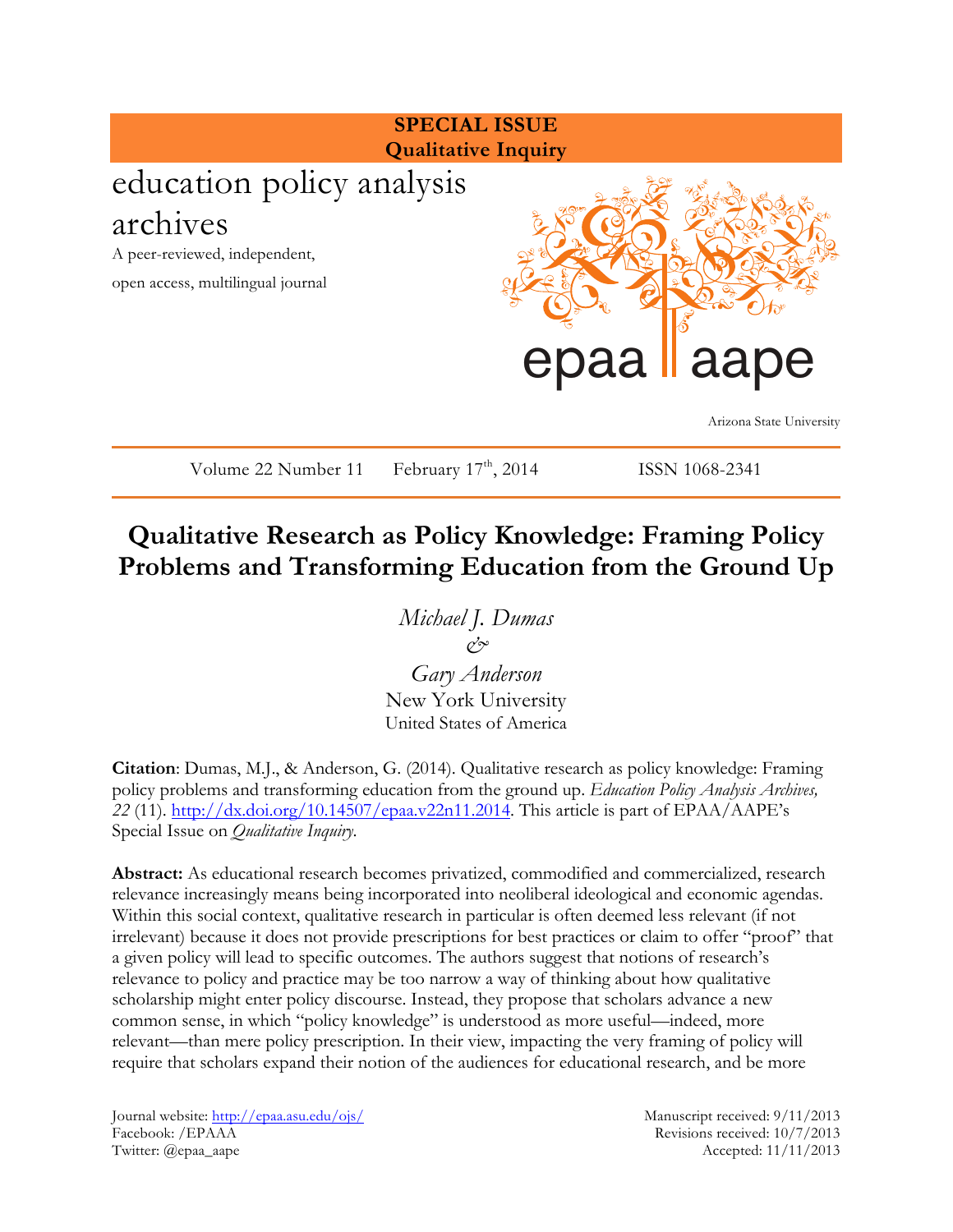**SPECIAL ISSUE**
**Qualitative Inquiry**

education policy analysis archives

A peer-reviewed, independent, open access, multilingual journal

epaa aape

Arizona State University

Volume 22 Number 11 February 17th, 2014 ISSN 1068-2341

# Qualitative Research as Policy Knowledge: Framing Policy Problems and Transforming Education from the Ground Up

*Michael J. Dumas*
&
*Gary Anderson*
New York University
United States of America

**Citation**: Dumas, M.J., & Anderson, G. (2014). Qualitative research as policy knowledge: Framing policy problems and transforming education from the ground up. *Education Policy Analysis Archives, 22* (11). http://dx.doi.org/10.14507/epaa.v22n11.2014. This article is part of EPAA/AAPE's Special Issue on *Qualitative Inquiry*.

**Abstract:** As educational research becomes privatized, commodified and commercialized, research relevance increasingly means being incorporated into neoliberal ideological and economic agendas. Within this social context, qualitative research in particular is often deemed less relevant (if not irrelevant) because it does not provide prescriptions for best practices or claim to offer "proof" that a given policy will lead to specific outcomes. The authors suggest that notions of research's relevance to policy and practice may be too narrow a way of thinking about how qualitative scholarship might enter policy discourse. Instead, they propose that scholars advance a new common sense, in which "policy knowledge" is understood as more useful—indeed, more relevant—than mere policy prescription. In their view, impacting the very framing of policy will require that scholars expand their notion of the audiences for educational research, and be more

Journal website: http://epaa.asu.edu/ojs/
Facebook: /EPAAA
Twitter: @epaa_aape

Manuscript received: 9/11/2013
Revisions received: 10/7/2013
Accepted: 11/11/2013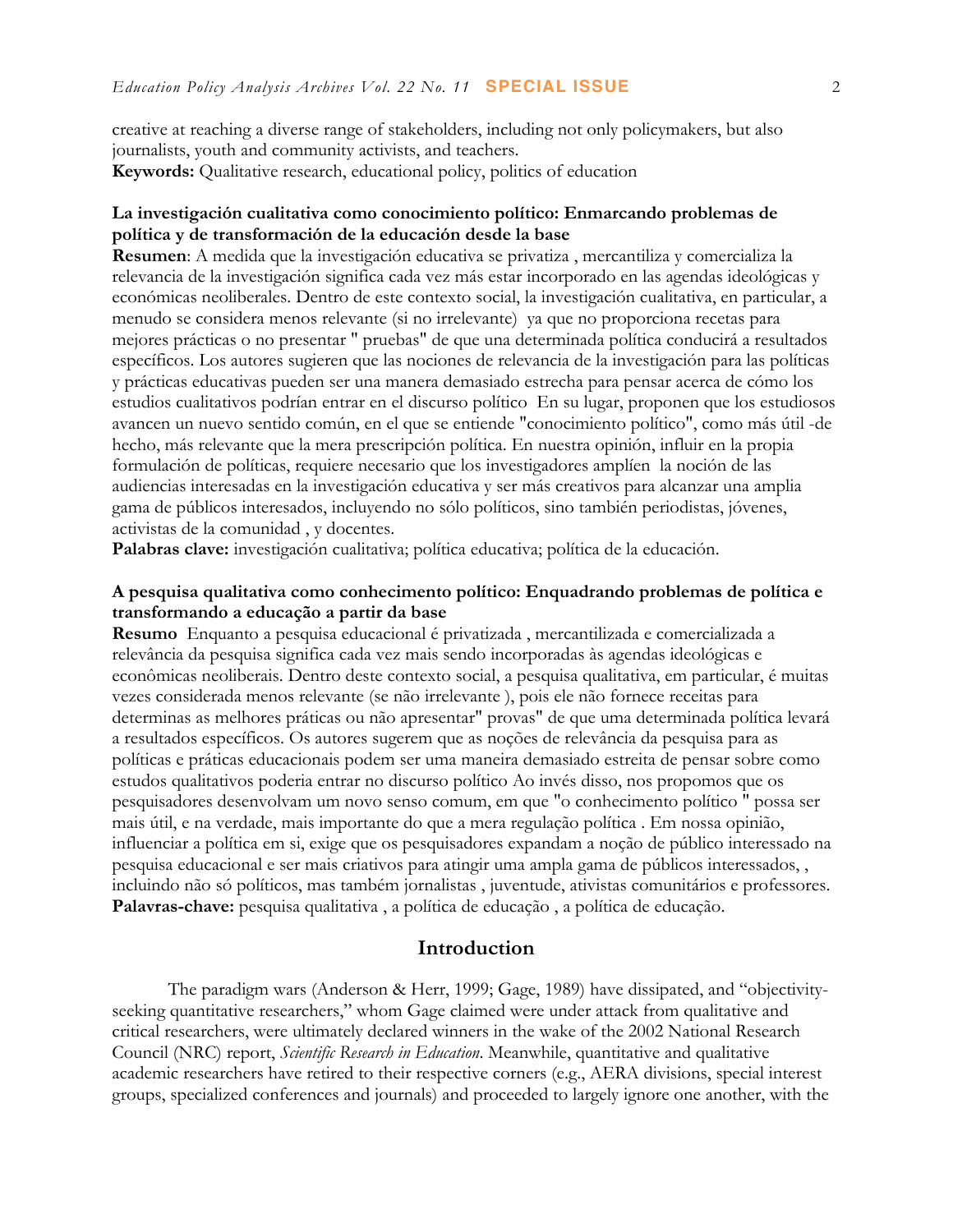creative at reaching a diverse range of stakeholders, including not only policymakers, but also journalists, youth and community activists, and teachers.
**Keywords:** Qualitative research, educational policy, politics of education

**La investigación cualitativa como conocimiento político: Enmarcando problemas de política y de transformación de la educación desde la base**
**Resumen**: A medida que la investigación educativa se privatiza , mercantiliza y comercializa la relevancia de la investigación significa cada vez más estar incorporado en las agendas ideológicas y económicas neoliberales. Dentro de este contexto social, la investigación cualitativa, en particular, a menudo se considera menos relevante (si no irrelevante) ya que no proporciona recetas para mejores prácticas o no presentar " pruebas" de que una determinada política conducirá a resultados específicos. Los autores sugieren que las nociones de relevancia de la investigación para las políticas y prácticas educativas pueden ser una manera demasiado estrecha para pensar acerca de cómo los estudios cualitativos podrían entrar en el discurso político En su lugar, proponen que los estudiosos avancen un nuevo sentido común, en el que se entiende "conocimiento político", como más útil -de hecho, más relevante que la mera prescripción política. En nuestra opinión, influir en la propia formulación de políticas, requiere necesario que los investigadores amplíen la noción de las audiencias interesadas en la investigación educativa y ser más creativos para alcanzar una amplia gama de públicos interesados, incluyendo no sólo políticos, sino también periodistas, jóvenes, activistas de la comunidad , y docentes.
**Palabras clave:** investigación cualitativa; política educativa; política de la educación.

**A pesquisa qualitativa como conhecimento político: Enquadrando problemas de política e transformando a educação a partir da base**
**Resumo** Enquanto a pesquisa educacional é privatizada , mercantilizada e comercializada a relevância da pesquisa significa cada vez mais sendo incorporadas às agendas ideológicas e econômicas neoliberais. Dentro deste contexto social, a pesquisa qualitativa, em particular, é muitas vezes considerada menos relevante (se não irrelevante ), pois ele não fornece receitas para determinas as melhores práticas ou não apresentar" provas" de que uma determinada política levará a resultados específicos. Os autores sugerem que as noções de relevância da pesquisa para as políticas e práticas educacionais podem ser uma maneira demasiado estreita de pensar sobre como estudos qualitativos poderia entrar no discurso político Ao invés disso, nos propomos que os pesquisadores desenvolvam um novo senso comum, em que "o conhecimento político " possa ser mais útil, e na verdade, mais importante do que a mera regulação política . Em nossa opinião, influenciar a política em si, exige que os pesquisadores expandam a noção de público interessado na pesquisa educacional e ser mais criativos para atingir uma ampla gama de públicos interessados, , incluindo não só políticos, mas também jornalistas , juventude, ativistas comunitários e professores.
**Palavras-chave:** pesquisa qualitativa , a política de educação , a política de educação.

## Introduction

The paradigm wars (Anderson & Herr, 1999; Gage, 1989) have dissipated, and "objectivity-seeking quantitative researchers," whom Gage claimed were under attack from qualitative and critical researchers, were ultimately declared winners in the wake of the 2002 National Research Council (NRC) report, *Scientific Research in Education*. Meanwhile, quantitative and qualitative academic researchers have retired to their respective corners (e.g., AERA divisions, special interest groups, specialized conferences and journals) and proceeded to largely ignore one another, with the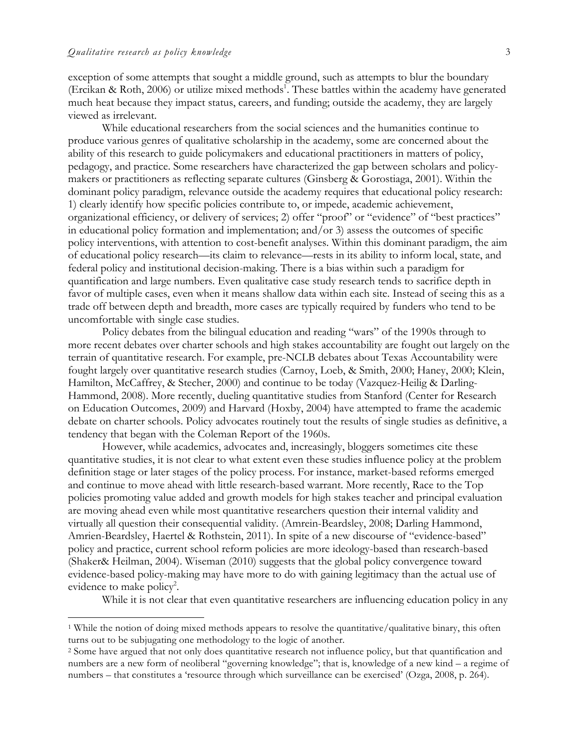exception of some attempts that sought a middle ground, such as attempts to blur the boundary (Ercikan & Roth, 2006) or utilize mixed methods[1]. These battles within the academy have generated much heat because they impact status, careers, and funding; outside the academy, they are largely viewed as irrelevant.

While educational researchers from the social sciences and the humanities continue to produce various genres of qualitative scholarship in the academy, some are concerned about the ability of this research to guide policymakers and educational practitioners in matters of policy, pedagogy, and practice. Some researchers have characterized the gap between scholars and policy-makers or practitioners as reflecting separate cultures (Ginsberg & Gorostiaga, 2001). Within the dominant policy paradigm, relevance outside the academy requires that educational policy research: 1) clearly identify how specific policies contribute to, or impede, academic achievement, organizational efficiency, or delivery of services; 2) offer "proof" or "evidence" of "best practices" in educational policy formation and implementation; and/or 3) assess the outcomes of specific policy interventions, with attention to cost-benefit analyses. Within this dominant paradigm, the aim of educational policy research—its claim to relevance—rests in its ability to inform local, state, and federal policy and institutional decision-making. There is a bias within such a paradigm for quantification and large numbers. Even qualitative case study research tends to sacrifice depth in favor of multiple cases, even when it means shallow data within each site. Instead of seeing this as a trade off between depth and breadth, more cases are typically required by funders who tend to be uncomfortable with single case studies.

Policy debates from the bilingual education and reading "wars" of the 1990s through to more recent debates over charter schools and high stakes accountability are fought out largely on the terrain of quantitative research. For example, pre-NCLB debates about Texas Accountability were fought largely over quantitative research studies (Carnoy, Loeb, & Smith, 2000; Haney, 2000; Klein, Hamilton, McCaffrey, & Stecher, 2000) and continue to be today (Vazquez-Heilig & Darling-Hammond, 2008). More recently, dueling quantitative studies from Stanford (Center for Research on Education Outcomes, 2009) and Harvard (Hoxby, 2004) have attempted to frame the academic debate on charter schools. Policy advocates routinely tout the results of single studies as definitive, a tendency that began with the Coleman Report of the 1960s.

However, while academics, advocates and, increasingly, bloggers sometimes cite these quantitative studies, it is not clear to what extent even these studies influence policy at the problem definition stage or later stages of the policy process. For instance, market-based reforms emerged and continue to move ahead with little research-based warrant. More recently, Race to the Top policies promoting value added and growth models for high stakes teacher and principal evaluation are moving ahead even while most quantitative researchers question their internal validity and virtually all question their consequential validity. (Amrein-Beardsley, 2008; Darling Hammond, Amrien-Beardsley, Haertel & Rothstein, 2011). In spite of a new discourse of "evidence-based" policy and practice, current school reform policies are more ideology-based than research-based (Shaker& Heilman, 2004). Wiseman (2010) suggests that the global policy convergence toward evidence-based policy-making may have more to do with gaining legitimacy than the actual use of evidence to make policy[2].

While it is not clear that even quantitative researchers are influencing education policy in any

---

[1] While the notion of doing mixed methods appears to resolve the quantitative/qualitative binary, this often turns out to be subjugating one methodology to the logic of another.

[2] Some have argued that not only does quantitative research not influence policy, but that quantification and numbers are a new form of neoliberal "governing knowledge"; that is, knowledge of a new kind – a regime of numbers – that constitutes a 'resource through which surveillance can be exercised' (Ozga, 2008, p. 264).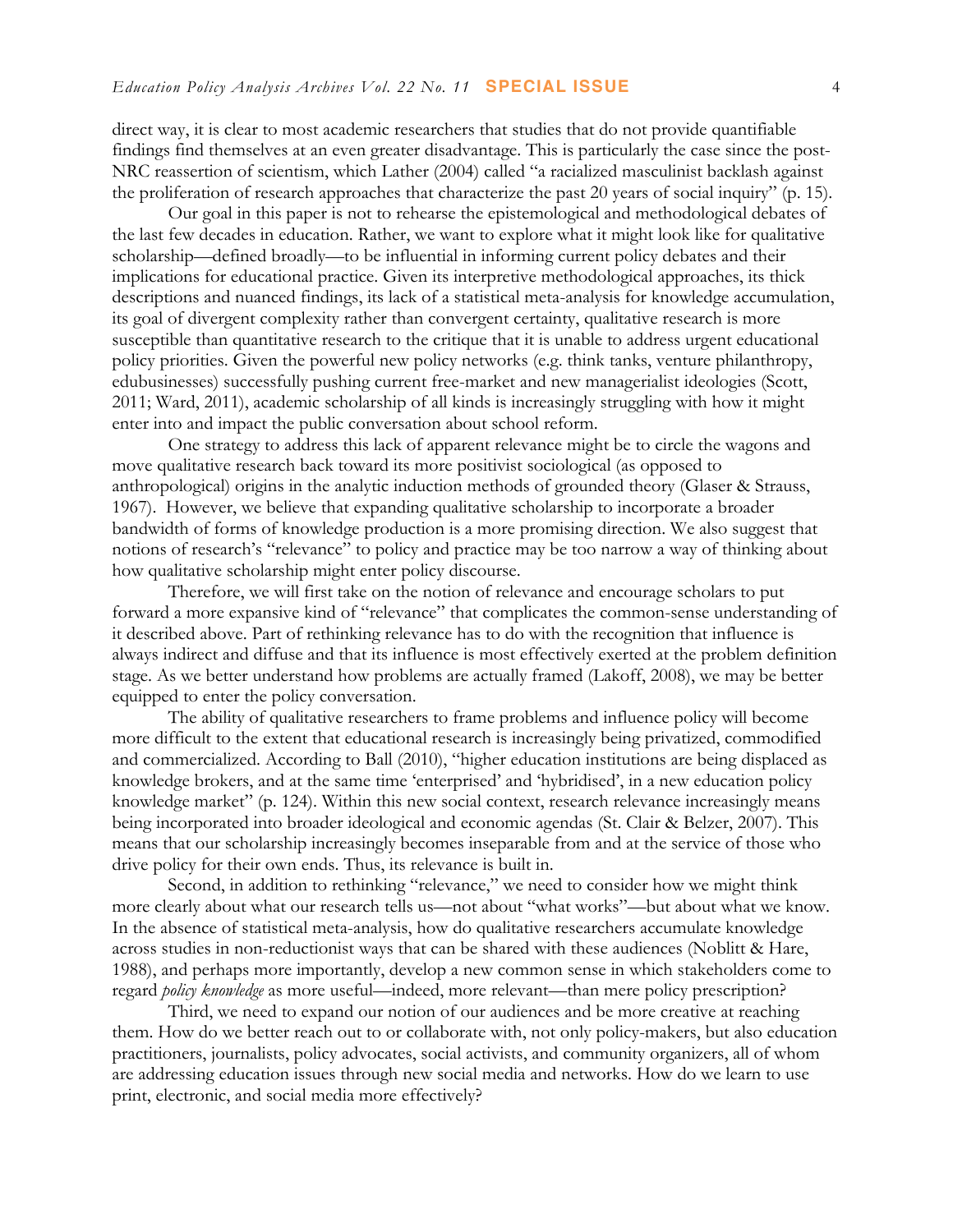direct way, it is clear to most academic researchers that studies that do not provide quantifiable findings find themselves at an even greater disadvantage. This is particularly the case since the post-NRC reassertion of scientism, which Lather (2004) called "a racialized masculinist backlash against the proliferation of research approaches that characterize the past 20 years of social inquiry" (p. 15).

Our goal in this paper is not to rehearse the epistemological and methodological debates of the last few decades in education. Rather, we want to explore what it might look like for qualitative scholarship—defined broadly—to be influential in informing current policy debates and their implications for educational practice. Given its interpretive methodological approaches, its thick descriptions and nuanced findings, its lack of a statistical meta-analysis for knowledge accumulation, its goal of divergent complexity rather than convergent certainty, qualitative research is more susceptible than quantitative research to the critique that it is unable to address urgent educational policy priorities. Given the powerful new policy networks (e.g. think tanks, venture philanthropy, edubusinesses) successfully pushing current free-market and new managerialist ideologies (Scott, 2011; Ward, 2011), academic scholarship of all kinds is increasingly struggling with how it might enter into and impact the public conversation about school reform.

One strategy to address this lack of apparent relevance might be to circle the wagons and move qualitative research back toward its more positivist sociological (as opposed to anthropological) origins in the analytic induction methods of grounded theory (Glaser & Strauss, 1967). However, we believe that expanding qualitative scholarship to incorporate a broader bandwidth of forms of knowledge production is a more promising direction. We also suggest that notions of research's "relevance" to policy and practice may be too narrow a way of thinking about how qualitative scholarship might enter policy discourse.

Therefore, we will first take on the notion of relevance and encourage scholars to put forward a more expansive kind of "relevance" that complicates the common-sense understanding of it described above. Part of rethinking relevance has to do with the recognition that influence is always indirect and diffuse and that its influence is most effectively exerted at the problem definition stage. As we better understand how problems are actually framed (Lakoff, 2008), we may be better equipped to enter the policy conversation.

The ability of qualitative researchers to frame problems and influence policy will become more difficult to the extent that educational research is increasingly being privatized, commodified and commercialized. According to Ball (2010), "higher education institutions are being displaced as knowledge brokers, and at the same time 'enterprised' and 'hybridised', in a new education policy knowledge market" (p. 124). Within this new social context, research relevance increasingly means being incorporated into broader ideological and economic agendas (St. Clair & Belzer, 2007). This means that our scholarship increasingly becomes inseparable from and at the service of those who drive policy for their own ends. Thus, its relevance is built in.

Second, in addition to rethinking "relevance," we need to consider how we might think more clearly about what our research tells us—not about "what works"—but about what we know. In the absence of statistical meta-analysis, how do qualitative researchers accumulate knowledge across studies in non-reductionist ways that can be shared with these audiences (Noblitt & Hare, 1988), and perhaps more importantly, develop a new common sense in which stakeholders come to regard *policy knowledge* as more useful—indeed, more relevant—than mere policy prescription?

Third, we need to expand our notion of our audiences and be more creative at reaching them. How do we better reach out to or collaborate with, not only policy-makers, but also education practitioners, journalists, policy advocates, social activists, and community organizers, all of whom are addressing education issues through new social media and networks. How do we learn to use print, electronic, and social media more effectively?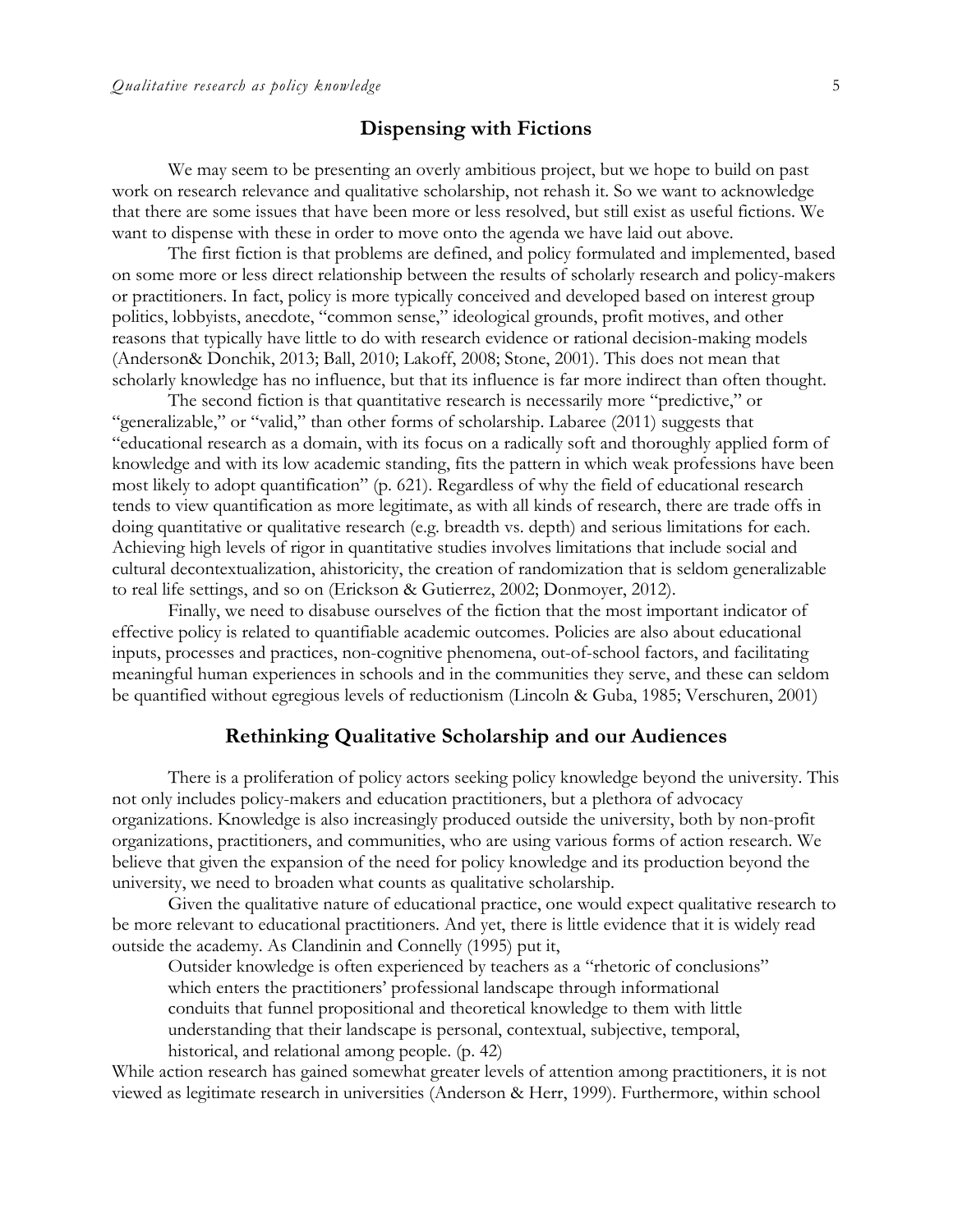## Dispensing with Fictions

We may seem to be presenting an overly ambitious project, but we hope to build on past work on research relevance and qualitative scholarship, not rehash it. So we want to acknowledge that there are some issues that have been more or less resolved, but still exist as useful fictions. We want to dispense with these in order to move onto the agenda we have laid out above.

The first fiction is that problems are defined, and policy formulated and implemented, based on some more or less direct relationship between the results of scholarly research and policy-makers or practitioners. In fact, policy is more typically conceived and developed based on interest group politics, lobbyists, anecdote, "common sense," ideological grounds, profit motives, and other reasons that typically have little to do with research evidence or rational decision-making models (Anderson& Donchik, 2013; Ball, 2010; Lakoff, 2008; Stone, 2001). This does not mean that scholarly knowledge has no influence, but that its influence is far more indirect than often thought.

The second fiction is that quantitative research is necessarily more "predictive," or "generalizable," or "valid," than other forms of scholarship. Labaree (2011) suggests that "educational research as a domain, with its focus on a radically soft and thoroughly applied form of knowledge and with its low academic standing, fits the pattern in which weak professions have been most likely to adopt quantification" (p. 621). Regardless of why the field of educational research tends to view quantification as more legitimate, as with all kinds of research, there are trade offs in doing quantitative or qualitative research (e.g. breadth vs. depth) and serious limitations for each. Achieving high levels of rigor in quantitative studies involves limitations that include social and cultural decontextualization, ahistoricity, the creation of randomization that is seldom generalizable to real life settings, and so on (Erickson & Gutierrez, 2002; Donmoyer, 2012).

Finally, we need to disabuse ourselves of the fiction that the most important indicator of effective policy is related to quantifiable academic outcomes. Policies are also about educational inputs, processes and practices, non-cognitive phenomena, out-of-school factors, and facilitating meaningful human experiences in schools and in the communities they serve, and these can seldom be quantified without egregious levels of reductionism (Lincoln & Guba, 1985; Verschuren, 2001)

## Rethinking Qualitative Scholarship and our Audiences

There is a proliferation of policy actors seeking policy knowledge beyond the university. This not only includes policy-makers and education practitioners, but a plethora of advocacy organizations. Knowledge is also increasingly produced outside the university, both by non-profit organizations, practitioners, and communities, who are using various forms of action research. We believe that given the expansion of the need for policy knowledge and its production beyond the university, we need to broaden what counts as qualitative scholarship.

Given the qualitative nature of educational practice, one would expect qualitative research to be more relevant to educational practitioners. And yet, there is little evidence that it is widely read outside the academy. As Clandinin and Connelly (1995) put it,

> Outsider knowledge is often experienced by teachers as a "rhetoric of conclusions" which enters the practitioners' professional landscape through informational conduits that funnel propositional and theoretical knowledge to them with little understanding that their landscape is personal, contextual, subjective, temporal, historical, and relational among people. (p. 42)

While action research has gained somewhat greater levels of attention among practitioners, it is not viewed as legitimate research in universities (Anderson & Herr, 1999). Furthermore, within school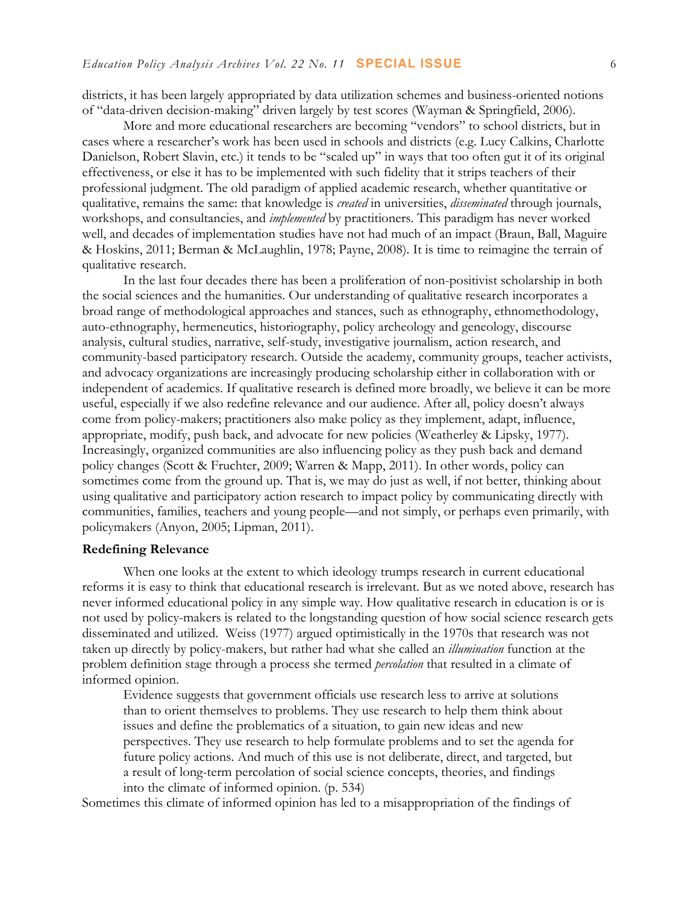districts, it has been largely appropriated by data utilization schemes and business-oriented notions of "data-driven decision-making" driven largely by test scores (Wayman & Springfield, 2006).

More and more educational researchers are becoming "vendors" to school districts, but in cases where a researcher's work has been used in schools and districts (e.g. Lucy Calkins, Charlotte Danielson, Robert Slavin, etc.) it tends to be "scaled up" in ways that too often gut it of its original effectiveness, or else it has to be implemented with such fidelity that it strips teachers of their professional judgment. The old paradigm of applied academic research, whether quantitative or qualitative, remains the same: that knowledge is *created* in universities, *disseminated* through journals, workshops, and consultancies, and *implemented* by practitioners. This paradigm has never worked well, and decades of implementation studies have not had much of an impact (Braun, Ball, Maguire & Hoskins, 2011; Berman & McLaughlin, 1978; Payne, 2008). It is time to reimagine the terrain of qualitative research.

In the last four decades there has been a proliferation of non-positivist scholarship in both the social sciences and the humanities. Our understanding of qualitative research incorporates a broad range of methodological approaches and stances, such as ethnography, ethnomethodology, auto-ethnography, hermeneutics, historiography, policy archeology and geneology, discourse analysis, cultural studies, narrative, self-study, investigative journalism, action research, and community-based participatory research. Outside the academy, community groups, teacher activists, and advocacy organizations are increasingly producing scholarship either in collaboration with or independent of academics. If qualitative research is defined more broadly, we believe it can be more useful, especially if we also redefine relevance and our audience. After all, policy doesn't always come from policy-makers; practitioners also make policy as they implement, adapt, influence, appropriate, modify, push back, and advocate for new policies (Weatherley & Lipsky, 1977). Increasingly, organized communities are also influencing policy as they push back and demand policy changes (Scott & Fruchter, 2009; Warren & Mapp, 2011). In other words, policy can sometimes come from the ground up. That is, we may do just as well, if not better, thinking about using qualitative and participatory action research to impact policy by communicating directly with communities, families, teachers and young people—and not simply, or perhaps even primarily, with policymakers (Anyon, 2005; Lipman, 2011).

## Redefining Relevance

When one looks at the extent to which ideology trumps research in current educational reforms it is easy to think that educational research is irrelevant. But as we noted above, research has never informed educational policy in any simple way. How qualitative research in education is or is not used by policy-makers is related to the longstanding question of how social science research gets disseminated and utilized. Weiss (1977) argued optimistically in the 1970s that research was not taken up directly by policy-makers, but rather had what she called an *illumination* function at the problem definition stage through a process she termed *percolation* that resulted in a climate of informed opinion.

> Evidence suggests that government officials use research less to arrive at solutions than to orient themselves to problems. They use research to help them think about issues and define the problematics of a situation, to gain new ideas and new perspectives. They use research to help formulate problems and to set the agenda for future policy actions. And much of this use is not deliberate, direct, and targeted, but a result of long-term percolation of social science concepts, theories, and findings into the climate of informed opinion. (p. 534)

Sometimes this climate of informed opinion has led to a misappropriation of the findings of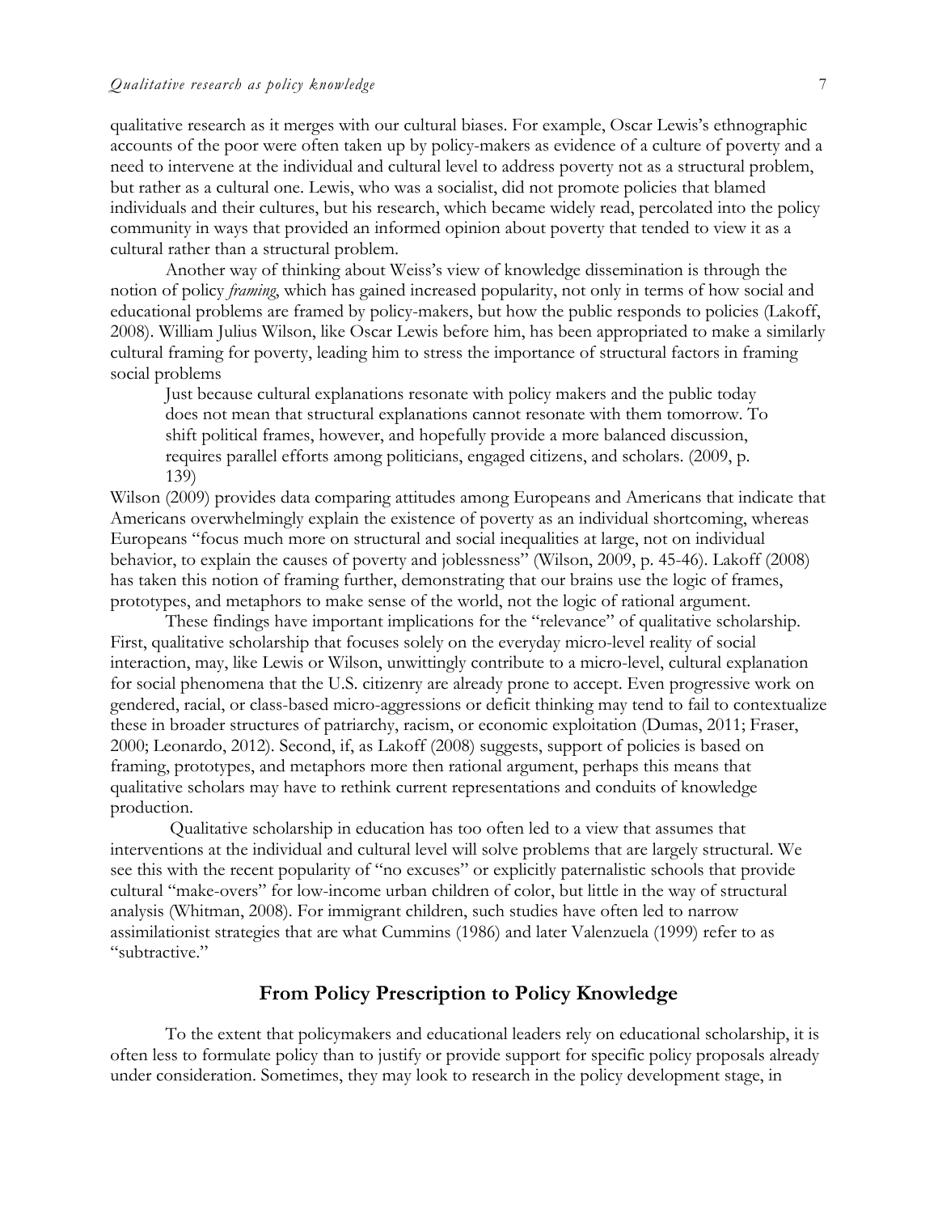qualitative research as it merges with our cultural biases. For example, Oscar Lewis's ethnographic accounts of the poor were often taken up by policy-makers as evidence of a culture of poverty and a need to intervene at the individual and cultural level to address poverty not as a structural problem, but rather as a cultural one. Lewis, who was a socialist, did not promote policies that blamed individuals and their cultures, but his research, which became widely read, percolated into the policy community in ways that provided an informed opinion about poverty that tended to view it as a cultural rather than a structural problem.

Another way of thinking about Weiss's view of knowledge dissemination is through the notion of policy *framing*, which has gained increased popularity, not only in terms of how social and educational problems are framed by policy-makers, but how the public responds to policies (Lakoff, 2008). William Julius Wilson, like Oscar Lewis before him, has been appropriated to make a similarly cultural framing for poverty, leading him to stress the importance of structural factors in framing social problems

> Just because cultural explanations resonate with policy makers and the public today does not mean that structural explanations cannot resonate with them tomorrow. To shift political frames, however, and hopefully provide a more balanced discussion, requires parallel efforts among politicians, engaged citizens, and scholars. (2009, p. 139)

Wilson (2009) provides data comparing attitudes among Europeans and Americans that indicate that Americans overwhelmingly explain the existence of poverty as an individual shortcoming, whereas Europeans "focus much more on structural and social inequalities at large, not on individual behavior, to explain the causes of poverty and joblessness" (Wilson, 2009, p. 45-46). Lakoff (2008) has taken this notion of framing further, demonstrating that our brains use the logic of frames, prototypes, and metaphors to make sense of the world, not the logic of rational argument.

These findings have important implications for the "relevance" of qualitative scholarship. First, qualitative scholarship that focuses solely on the everyday micro-level reality of social interaction, may, like Lewis or Wilson, unwittingly contribute to a micro-level, cultural explanation for social phenomena that the U.S. citizenry are already prone to accept. Even progressive work on gendered, racial, or class-based micro-aggressions or deficit thinking may tend to fail to contextualize these in broader structures of patriarchy, racism, or economic exploitation (Dumas, 2011; Fraser, 2000; Leonardo, 2012). Second, if, as Lakoff (2008) suggests, support of policies is based on framing, prototypes, and metaphors more then rational argument, perhaps this means that qualitative scholars may have to rethink current representations and conduits of knowledge production.

Qualitative scholarship in education has too often led to a view that assumes that interventions at the individual and cultural level will solve problems that are largely structural. We see this with the recent popularity of "no excuses" or explicitly paternalistic schools that provide cultural "make-overs" for low-income urban children of color, but little in the way of structural analysis (Whitman, 2008). For immigrant children, such studies have often led to narrow assimilationist strategies that are what Cummins (1986) and later Valenzuela (1999) refer to as "subtractive."

## From Policy Prescription to Policy Knowledge

To the extent that policymakers and educational leaders rely on educational scholarship, it is often less to formulate policy than to justify or provide support for specific policy proposals already under consideration. Sometimes, they may look to research in the policy development stage, in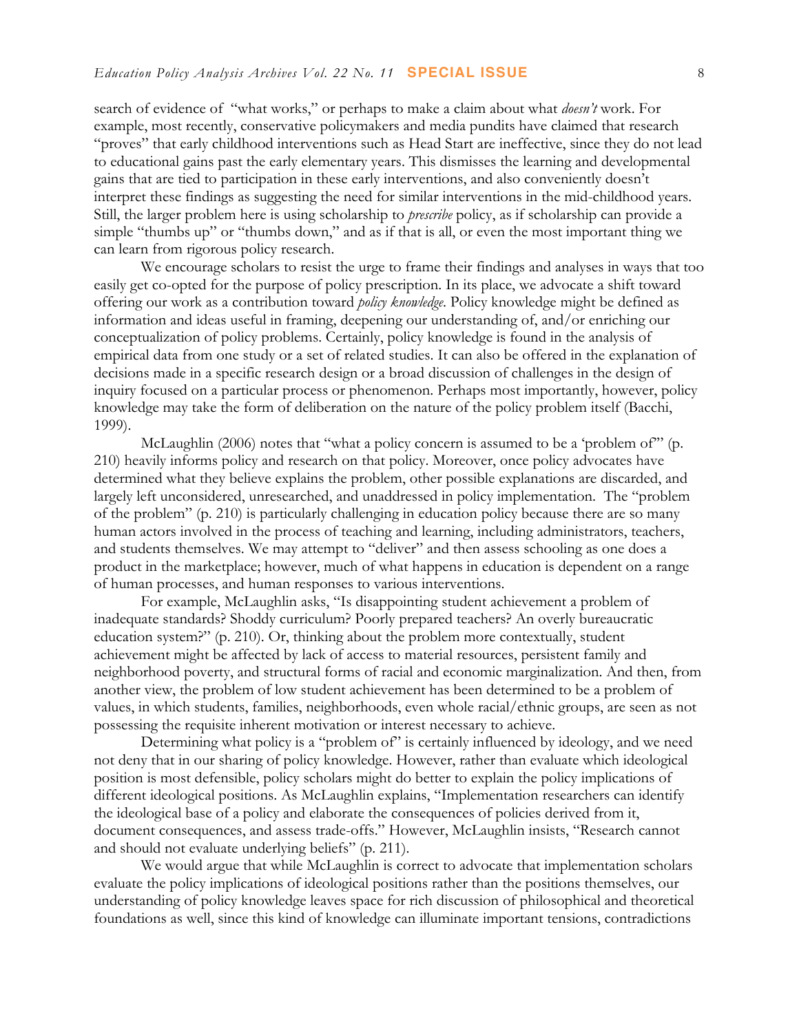search of evidence of "what works," or perhaps to make a claim about what *doesn't* work. For example, most recently, conservative policymakers and media pundits have claimed that research "proves" that early childhood interventions such as Head Start are ineffective, since they do not lead to educational gains past the early elementary years. This dismisses the learning and developmental gains that are tied to participation in these early interventions, and also conveniently doesn't interpret these findings as suggesting the need for similar interventions in the mid-childhood years. Still, the larger problem here is using scholarship to *prescribe* policy, as if scholarship can provide a simple "thumbs up" or "thumbs down," and as if that is all, or even the most important thing we can learn from rigorous policy research.

We encourage scholars to resist the urge to frame their findings and analyses in ways that too easily get co-opted for the purpose of policy prescription. In its place, we advocate a shift toward offering our work as a contribution toward *policy knowledge*. Policy knowledge might be defined as information and ideas useful in framing, deepening our understanding of, and/or enriching our conceptualization of policy problems. Certainly, policy knowledge is found in the analysis of empirical data from one study or a set of related studies. It can also be offered in the explanation of decisions made in a specific research design or a broad discussion of challenges in the design of inquiry focused on a particular process or phenomenon. Perhaps most importantly, however, policy knowledge may take the form of deliberation on the nature of the policy problem itself (Bacchi, 1999).

McLaughlin (2006) notes that "what a policy concern is assumed to be a 'problem of'" (p. 210) heavily informs policy and research on that policy. Moreover, once policy advocates have determined what they believe explains the problem, other possible explanations are discarded, and largely left unconsidered, unresearched, and unaddressed in policy implementation. The "problem of the problem" (p. 210) is particularly challenging in education policy because there are so many human actors involved in the process of teaching and learning, including administrators, teachers, and students themselves. We may attempt to "deliver" and then assess schooling as one does a product in the marketplace; however, much of what happens in education is dependent on a range of human processes, and human responses to various interventions.

For example, McLaughlin asks, "Is disappointing student achievement a problem of inadequate standards? Shoddy curriculum? Poorly prepared teachers? An overly bureaucratic education system?" (p. 210). Or, thinking about the problem more contextually, student achievement might be affected by lack of access to material resources, persistent family and neighborhood poverty, and structural forms of racial and economic marginalization. And then, from another view, the problem of low student achievement has been determined to be a problem of values, in which students, families, neighborhoods, even whole racial/ethnic groups, are seen as not possessing the requisite inherent motivation or interest necessary to achieve.

Determining what policy is a "problem of" is certainly influenced by ideology, and we need not deny that in our sharing of policy knowledge. However, rather than evaluate which ideological position is most defensible, policy scholars might do better to explain the policy implications of different ideological positions. As McLaughlin explains, "Implementation researchers can identify the ideological base of a policy and elaborate the consequences of policies derived from it, document consequences, and assess trade-offs." However, McLaughlin insists, "Research cannot and should not evaluate underlying beliefs" (p. 211).

We would argue that while McLaughlin is correct to advocate that implementation scholars evaluate the policy implications of ideological positions rather than the positions themselves, our understanding of policy knowledge leaves space for rich discussion of philosophical and theoretical foundations as well, since this kind of knowledge can illuminate important tensions, contradictions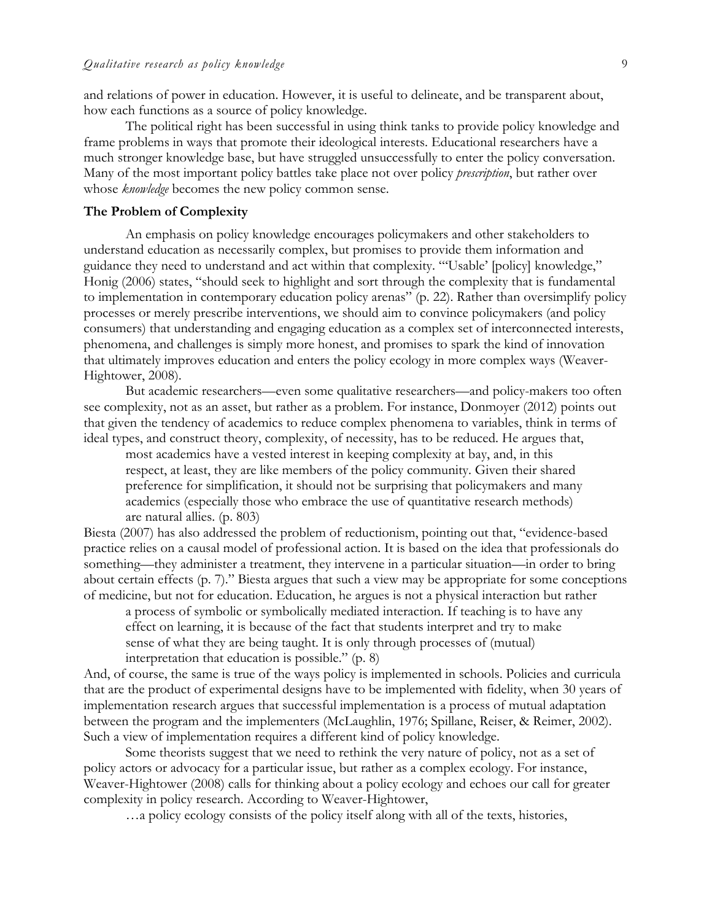and relations of power in education. However, it is useful to delineate, and be transparent about, how each functions as a source of policy knowledge.

The political right has been successful in using think tanks to provide policy knowledge and frame problems in ways that promote their ideological interests. Educational researchers have a much stronger knowledge base, but have struggled unsuccessfully to enter the policy conversation. Many of the most important policy battles take place not over policy *prescription*, but rather over whose *knowledge* becomes the new policy common sense.

### The Problem of Complexity

An emphasis on policy knowledge encourages policymakers and other stakeholders to understand education as necessarily complex, but promises to provide them information and guidance they need to understand and act within that complexity. "'Usable' [policy] knowledge," Honig (2006) states, "should seek to highlight and sort through the complexity that is fundamental to implementation in contemporary education policy arenas" (p. 22). Rather than oversimplify policy processes or merely prescribe interventions, we should aim to convince policymakers (and policy consumers) that understanding and engaging education as a complex set of interconnected interests, phenomena, and challenges is simply more honest, and promises to spark the kind of innovation that ultimately improves education and enters the policy ecology in more complex ways (Weaver-Hightower, 2008).

But academic researchers—even some qualitative researchers—and policy-makers too often see complexity, not as an asset, but rather as a problem. For instance, Donmoyer (2012) points out that given the tendency of academics to reduce complex phenomena to variables, think in terms of ideal types, and construct theory, complexity, of necessity, has to be reduced. He argues that,

> most academics have a vested interest in keeping complexity at bay, and, in this respect, at least, they are like members of the policy community. Given their shared preference for simplification, it should not be surprising that policymakers and many academics (especially those who embrace the use of quantitative research methods) are natural allies. (p. 803)

Biesta (2007) has also addressed the problem of reductionism, pointing out that, "evidence-based practice relies on a causal model of professional action. It is based on the idea that professionals do something—they administer a treatment, they intervene in a particular situation—in order to bring about certain effects (p. 7)." Biesta argues that such a view may be appropriate for some conceptions of medicine, but not for education. Education, he argues is not a physical interaction but rather

> a process of symbolic or symbolically mediated interaction. If teaching is to have any effect on learning, it is because of the fact that students interpret and try to make sense of what they are being taught. It is only through processes of (mutual) interpretation that education is possible." (p. 8)

And, of course, the same is true of the ways policy is implemented in schools. Policies and curricula that are the product of experimental designs have to be implemented with fidelity, when 30 years of implementation research argues that successful implementation is a process of mutual adaptation between the program and the implementers (McLaughlin, 1976; Spillane, Reiser, & Reimer, 2002). Such a view of implementation requires a different kind of policy knowledge.

Some theorists suggest that we need to rethink the very nature of policy, not as a set of policy actors or advocacy for a particular issue, but rather as a complex ecology. For instance, Weaver-Hightower (2008) calls for thinking about a policy ecology and echoes our call for greater complexity in policy research. According to Weaver-Hightower,

> …a policy ecology consists of the policy itself along with all of the texts, histories,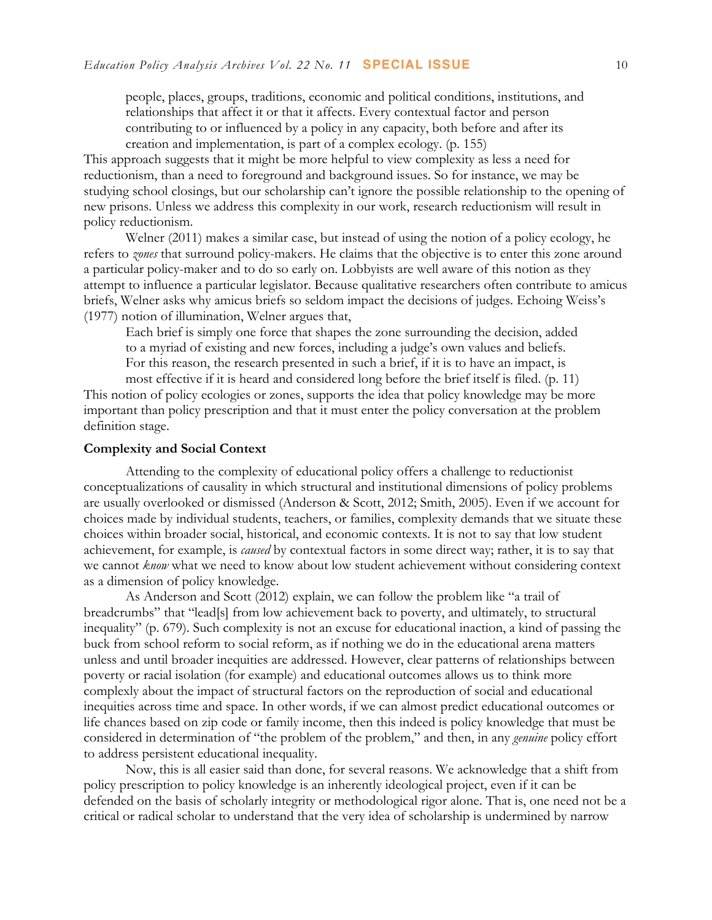> people, places, groups, traditions, economic and political conditions, institutions, and relationships that affect it or that it affects. Every contextual factor and person contributing to or influenced by a policy in any capacity, both before and after its creation and implementation, is part of a complex ecology. (p. 155)

This approach suggests that it might be more helpful to view complexity as less a need for reductionism, than a need to foreground and background issues. So for instance, we may be studying school closings, but our scholarship can't ignore the possible relationship to the opening of new prisons. Unless we address this complexity in our work, research reductionism will result in policy reductionism.

Welner (2011) makes a similar case, but instead of using the notion of a policy ecology, he refers to *zones* that surround policy-makers. He claims that the objective is to enter this zone around a particular policy-maker and to do so early on. Lobbyists are well aware of this notion as they attempt to influence a particular legislator. Because qualitative researchers often contribute to amicus briefs, Welner asks why amicus briefs so seldom impact the decisions of judges. Echoing Weiss's (1977) notion of illumination, Welner argues that,

> Each brief is simply one force that shapes the zone surrounding the decision, added to a myriad of existing and new forces, including a judge's own values and beliefs. For this reason, the research presented in such a brief, if it is to have an impact, is most effective if it is heard and considered long before the brief itself is filed. (p. 11)

This notion of policy ecologies or zones, supports the idea that policy knowledge may be more important than policy prescription and that it must enter the policy conversation at the problem definition stage.

**Complexity and Social Context**

Attending to the complexity of educational policy offers a challenge to reductionist conceptualizations of causality in which structural and institutional dimensions of policy problems are usually overlooked or dismissed (Anderson & Scott, 2012; Smith, 2005). Even if we account for choices made by individual students, teachers, or families, complexity demands that we situate these choices within broader social, historical, and economic contexts. It is not to say that low student achievement, for example, is *caused* by contextual factors in some direct way; rather, it is to say that we cannot *know* what we need to know about low student achievement without considering context as a dimension of policy knowledge.

As Anderson and Scott (2012) explain, we can follow the problem like "a trail of breadcrumbs" that "lead[s] from low achievement back to poverty, and ultimately, to structural inequality" (p. 679). Such complexity is not an excuse for educational inaction, a kind of passing the buck from school reform to social reform, as if nothing we do in the educational arena matters unless and until broader inequities are addressed. However, clear patterns of relationships between poverty or racial isolation (for example) and educational outcomes allows us to think more complexly about the impact of structural factors on the reproduction of social and educational inequities across time and space. In other words, if we can almost predict educational outcomes or life chances based on zip code or family income, then this indeed is policy knowledge that must be considered in determination of "the problem of the problem," and then, in any *genuine* policy effort to address persistent educational inequality.

Now, this is all easier said than done, for several reasons. We acknowledge that a shift from policy prescription to policy knowledge is an inherently ideological project, even if it can be defended on the basis of scholarly integrity or methodological rigor alone. That is, one need not be a critical or radical scholar to understand that the very idea of scholarship is undermined by narrow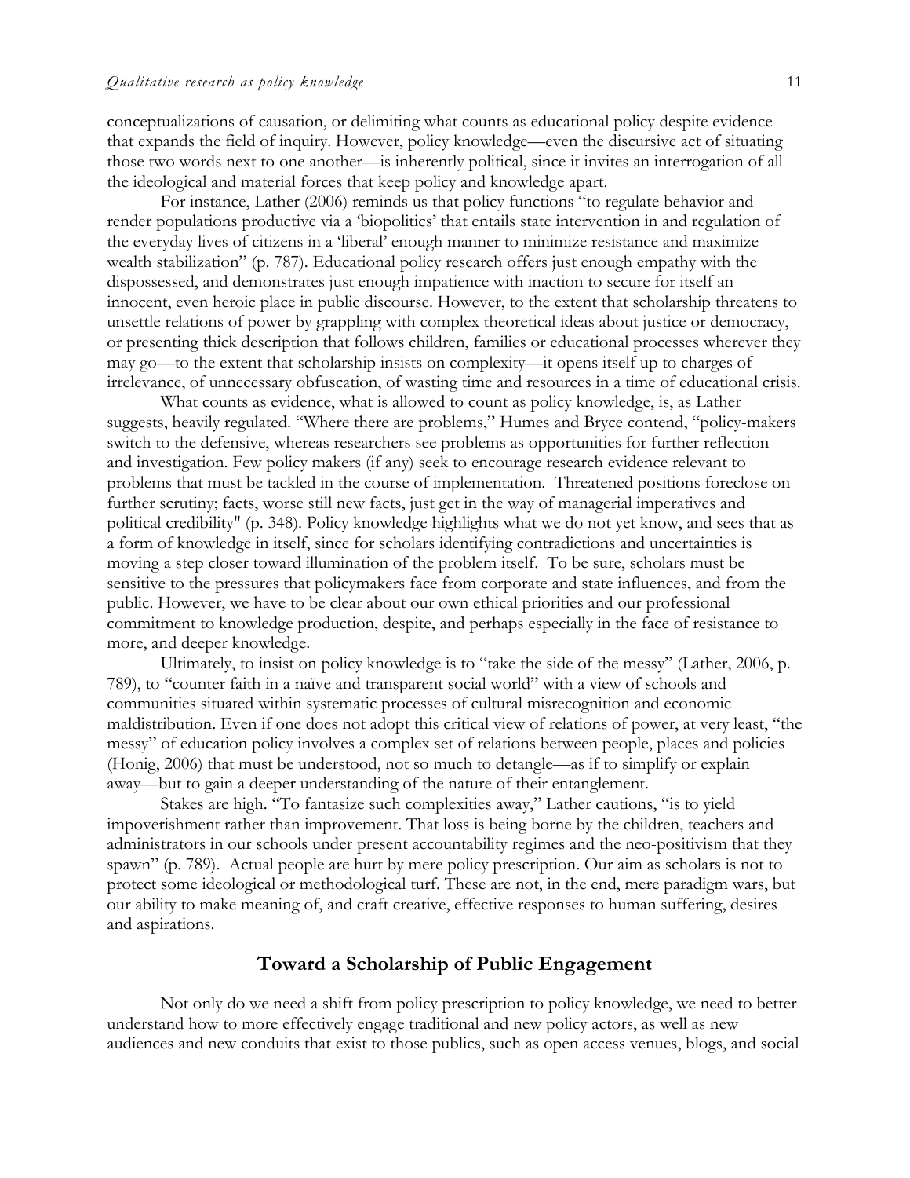conceptualizations of causation, or delimiting what counts as educational policy despite evidence that expands the field of inquiry. However, policy knowledge—even the discursive act of situating those two words next to one another—is inherently political, since it invites an interrogation of all the ideological and material forces that keep policy and knowledge apart.

For instance, Lather (2006) reminds us that policy functions "to regulate behavior and render populations productive via a 'biopolitics' that entails state intervention in and regulation of the everyday lives of citizens in a 'liberal' enough manner to minimize resistance and maximize wealth stabilization" (p. 787). Educational policy research offers just enough empathy with the dispossessed, and demonstrates just enough impatience with inaction to secure for itself an innocent, even heroic place in public discourse. However, to the extent that scholarship threatens to unsettle relations of power by grappling with complex theoretical ideas about justice or democracy, or presenting thick description that follows children, families or educational processes wherever they may go—to the extent that scholarship insists on complexity—it opens itself up to charges of irrelevance, of unnecessary obfuscation, of wasting time and resources in a time of educational crisis.

What counts as evidence, what is allowed to count as policy knowledge, is, as Lather suggests, heavily regulated. "Where there are problems," Humes and Bryce contend, "policy-makers switch to the defensive, whereas researchers see problems as opportunities for further reflection and investigation. Few policy makers (if any) seek to encourage research evidence relevant to problems that must be tackled in the course of implementation. Threatened positions foreclose on further scrutiny; facts, worse still new facts, just get in the way of managerial imperatives and political credibility" (p. 348). Policy knowledge highlights what we do not yet know, and sees that as a form of knowledge in itself, since for scholars identifying contradictions and uncertainties is moving a step closer toward illumination of the problem itself. To be sure, scholars must be sensitive to the pressures that policymakers face from corporate and state influences, and from the public. However, we have to be clear about our own ethical priorities and our professional commitment to knowledge production, despite, and perhaps especially in the face of resistance to more, and deeper knowledge.

Ultimately, to insist on policy knowledge is to "take the side of the messy" (Lather, 2006, p. 789), to "counter faith in a naïve and transparent social world" with a view of schools and communities situated within systematic processes of cultural misrecognition and economic maldistribution. Even if one does not adopt this critical view of relations of power, at very least, "the messy" of education policy involves a complex set of relations between people, places and policies (Honig, 2006) that must be understood, not so much to detangle—as if to simplify or explain away—but to gain a deeper understanding of the nature of their entanglement.

Stakes are high. "To fantasize such complexities away," Lather cautions, "is to yield impoverishment rather than improvement. That loss is being borne by the children, teachers and administrators in our schools under present accountability regimes and the neo-positivism that they spawn" (p. 789). Actual people are hurt by mere policy prescription. Our aim as scholars is not to protect some ideological or methodological turf. These are not, in the end, mere paradigm wars, but our ability to make meaning of, and craft creative, effective responses to human suffering, desires and aspirations.

## Toward a Scholarship of Public Engagement

Not only do we need a shift from policy prescription to policy knowledge, we need to better understand how to more effectively engage traditional and new policy actors, as well as new audiences and new conduits that exist to those publics, such as open access venues, blogs, and social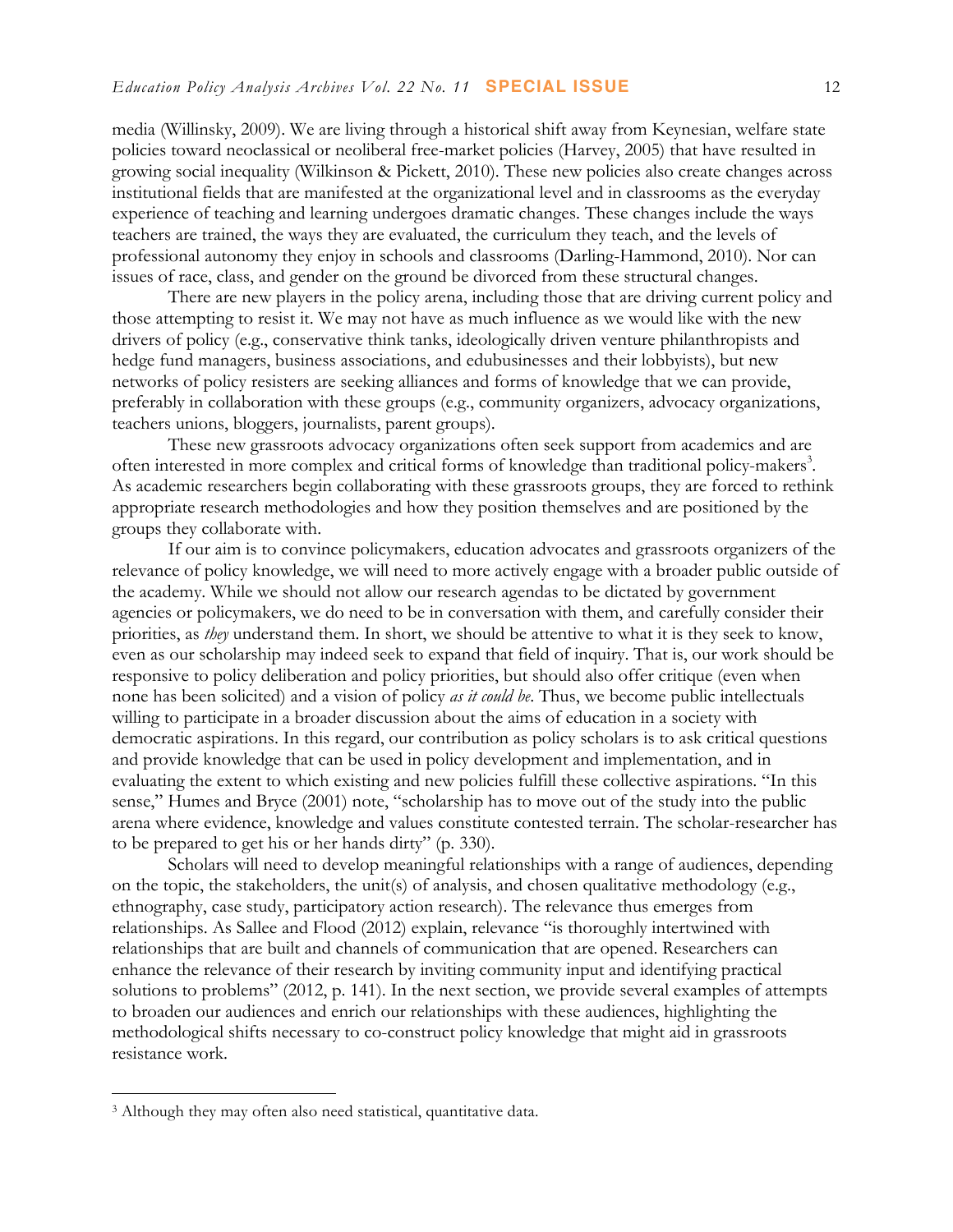media (Willinsky, 2009). We are living through a historical shift away from Keynesian, welfare state policies toward neoclassical or neoliberal free-market policies (Harvey, 2005) that have resulted in growing social inequality (Wilkinson & Pickett, 2010). These new policies also create changes across institutional fields that are manifested at the organizational level and in classrooms as the everyday experience of teaching and learning undergoes dramatic changes. These changes include the ways teachers are trained, the ways they are evaluated, the curriculum they teach, and the levels of professional autonomy they enjoy in schools and classrooms (Darling-Hammond, 2010). Nor can issues of race, class, and gender on the ground be divorced from these structural changes.

There are new players in the policy arena, including those that are driving current policy and those attempting to resist it. We may not have as much influence as we would like with the new drivers of policy (e.g., conservative think tanks, ideologically driven venture philanthropists and hedge fund managers, business associations, and edubusinesses and their lobbyists), but new networks of policy resisters are seeking alliances and forms of knowledge that we can provide, preferably in collaboration with these groups (e.g., community organizers, advocacy organizations, teachers unions, bloggers, journalists, parent groups).

These new grassroots advocacy organizations often seek support from academics and are often interested in more complex and critical forms of knowledge than traditional policy-makers[3]. As academic researchers begin collaborating with these grassroots groups, they are forced to rethink appropriate research methodologies and how they position themselves and are positioned by the groups they collaborate with.

If our aim is to convince policymakers, education advocates and grassroots organizers of the relevance of policy knowledge, we will need to more actively engage with a broader public outside of the academy. While we should not allow our research agendas to be dictated by government agencies or policymakers, we do need to be in conversation with them, and carefully consider their priorities, as *they* understand them. In short, we should be attentive to what it is they seek to know, even as our scholarship may indeed seek to expand that field of inquiry. That is, our work should be responsive to policy deliberation and policy priorities, but should also offer critique (even when none has been solicited) and a vision of policy *as it could be*. Thus, we become public intellectuals willing to participate in a broader discussion about the aims of education in a society with democratic aspirations. In this regard, our contribution as policy scholars is to ask critical questions and provide knowledge that can be used in policy development and implementation, and in evaluating the extent to which existing and new policies fulfill these collective aspirations. "In this sense," Humes and Bryce (2001) note, "scholarship has to move out of the study into the public arena where evidence, knowledge and values constitute contested terrain. The scholar-researcher has to be prepared to get his or her hands dirty" (p. 330).

Scholars will need to develop meaningful relationships with a range of audiences, depending on the topic, the stakeholders, the unit(s) of analysis, and chosen qualitative methodology (e.g., ethnography, case study, participatory action research). The relevance thus emerges from relationships. As Sallee and Flood (2012) explain, relevance "is thoroughly intertwined with relationships that are built and channels of communication that are opened. Researchers can enhance the relevance of their research by inviting community input and identifying practical solutions to problems" (2012, p. 141). In the next section, we provide several examples of attempts to broaden our audiences and enrich our relationships with these audiences, highlighting the methodological shifts necessary to co-construct policy knowledge that might aid in grassroots resistance work.

---

[3] Although they may often also need statistical, quantitative data.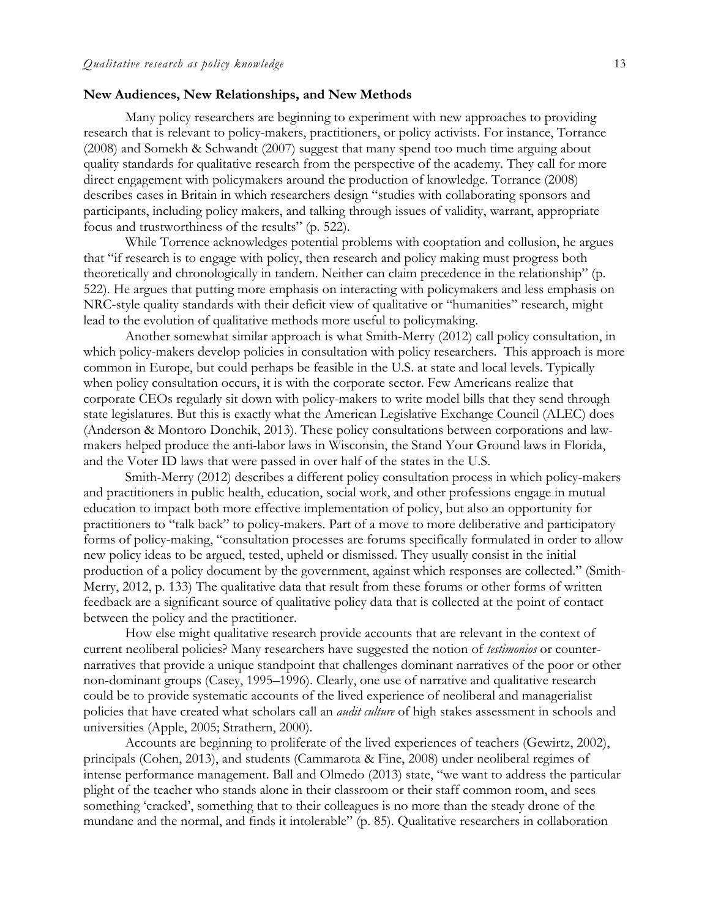**New Audiences, New Relationships, and New Methods**

Many policy researchers are beginning to experiment with new approaches to providing research that is relevant to policy-makers, practitioners, or policy activists. For instance, Torrance (2008) and Somekh & Schwandt (2007) suggest that many spend too much time arguing about quality standards for qualitative research from the perspective of the academy. They call for more direct engagement with policymakers around the production of knowledge. Torrance (2008) describes cases in Britain in which researchers design "studies with collaborating sponsors and participants, including policy makers, and talking through issues of validity, warrant, appropriate focus and trustworthiness of the results" (p. 522).

While Torrence acknowledges potential problems with cooptation and collusion, he argues that "if research is to engage with policy, then research and policy making must progress both theoretically and chronologically in tandem. Neither can claim precedence in the relationship" (p. 522). He argues that putting more emphasis on interacting with policymakers and less emphasis on NRC-style quality standards with their deficit view of qualitative or "humanities" research, might lead to the evolution of qualitative methods more useful to policymaking.

Another somewhat similar approach is what Smith-Merry (2012) call policy consultation, in which policy-makers develop policies in consultation with policy researchers. This approach is more common in Europe, but could perhaps be feasible in the U.S. at state and local levels. Typically when policy consultation occurs, it is with the corporate sector. Few Americans realize that corporate CEOs regularly sit down with policy-makers to write model bills that they send through state legislatures. But this is exactly what the American Legislative Exchange Council (ALEC) does (Anderson & Montoro Donchik, 2013). These policy consultations between corporations and law-makers helped produce the anti-labor laws in Wisconsin, the Stand Your Ground laws in Florida, and the Voter ID laws that were passed in over half of the states in the U.S.

Smith-Merry (2012) describes a different policy consultation process in which policy-makers and practitioners in public health, education, social work, and other professions engage in mutual education to impact both more effective implementation of policy, but also an opportunity for practitioners to "talk back" to policy-makers. Part of a move to more deliberative and participatory forms of policy-making, "consultation processes are forums specifically formulated in order to allow new policy ideas to be argued, tested, upheld or dismissed. They usually consist in the initial production of a policy document by the government, against which responses are collected." (Smith-Merry, 2012, p. 133) The qualitative data that result from these forums or other forms of written feedback are a significant source of qualitative policy data that is collected at the point of contact between the policy and the practitioner.

How else might qualitative research provide accounts that are relevant in the context of current neoliberal policies? Many researchers have suggested the notion of *testimonios* or counter-narratives that provide a unique standpoint that challenges dominant narratives of the poor or other non-dominant groups (Casey, 1995–1996). Clearly, one use of narrative and qualitative research could be to provide systematic accounts of the lived experience of neoliberal and managerialist policies that have created what scholars call an *audit culture* of high stakes assessment in schools and universities (Apple, 2005; Strathern, 2000).

Accounts are beginning to proliferate of the lived experiences of teachers (Gewirtz, 2002), principals (Cohen, 2013), and students (Cammarota & Fine, 2008) under neoliberal regimes of intense performance management. Ball and Olmedo (2013) state, "we want to address the particular plight of the teacher who stands alone in their classroom or their staff common room, and sees something 'cracked', something that to their colleagues is no more than the steady drone of the mundane and the normal, and finds it intolerable" (p. 85). Qualitative researchers in collaboration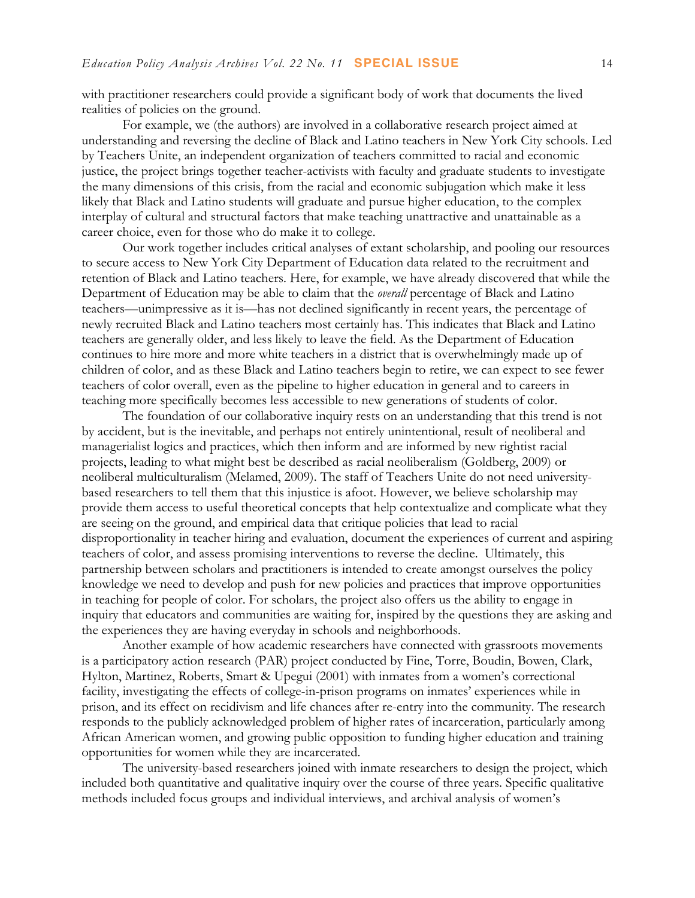with practitioner researchers could provide a significant body of work that documents the lived realities of policies on the ground.

For example, we (the authors) are involved in a collaborative research project aimed at understanding and reversing the decline of Black and Latino teachers in New York City schools. Led by Teachers Unite, an independent organization of teachers committed to racial and economic justice, the project brings together teacher-activists with faculty and graduate students to investigate the many dimensions of this crisis, from the racial and economic subjugation which make it less likely that Black and Latino students will graduate and pursue higher education, to the complex interplay of cultural and structural factors that make teaching unattractive and unattainable as a career choice, even for those who do make it to college.

Our work together includes critical analyses of extant scholarship, and pooling our resources to secure access to New York City Department of Education data related to the recruitment and retention of Black and Latino teachers. Here, for example, we have already discovered that while the Department of Education may be able to claim that the *overall* percentage of Black and Latino teachers—unimpressive as it is—has not declined significantly in recent years, the percentage of newly recruited Black and Latino teachers most certainly has. This indicates that Black and Latino teachers are generally older, and less likely to leave the field. As the Department of Education continues to hire more and more white teachers in a district that is overwhelmingly made up of children of color, and as these Black and Latino teachers begin to retire, we can expect to see fewer teachers of color overall, even as the pipeline to higher education in general and to careers in teaching more specifically becomes less accessible to new generations of students of color.

The foundation of our collaborative inquiry rests on an understanding that this trend is not by accident, but is the inevitable, and perhaps not entirely unintentional, result of neoliberal and managerialist logics and practices, which then inform and are informed by new rightist racial projects, leading to what might best be described as racial neoliberalism (Goldberg, 2009) or neoliberal multiculturalism (Melamed, 2009). The staff of Teachers Unite do not need university-based researchers to tell them that this injustice is afoot. However, we believe scholarship may provide them access to useful theoretical concepts that help contextualize and complicate what they are seeing on the ground, and empirical data that critique policies that lead to racial disproportionality in teacher hiring and evaluation, document the experiences of current and aspiring teachers of color, and assess promising interventions to reverse the decline. Ultimately, this partnership between scholars and practitioners is intended to create amongst ourselves the policy knowledge we need to develop and push for new policies and practices that improve opportunities in teaching for people of color. For scholars, the project also offers us the ability to engage in inquiry that educators and communities are waiting for, inspired by the questions they are asking and the experiences they are having everyday in schools and neighborhoods.

Another example of how academic researchers have connected with grassroots movements is a participatory action research (PAR) project conducted by Fine, Torre, Boudin, Bowen, Clark, Hylton, Martinez, Roberts, Smart & Upegui (2001) with inmates from a women's correctional facility, investigating the effects of college-in-prison programs on inmates' experiences while in prison, and its effect on recidivism and life chances after re-entry into the community. The research responds to the publicly acknowledged problem of higher rates of incarceration, particularly among African American women, and growing public opposition to funding higher education and training opportunities for women while they are incarcerated.

The university-based researchers joined with inmate researchers to design the project, which included both quantitative and qualitative inquiry over the course of three years. Specific qualitative methods included focus groups and individual interviews, and archival analysis of women's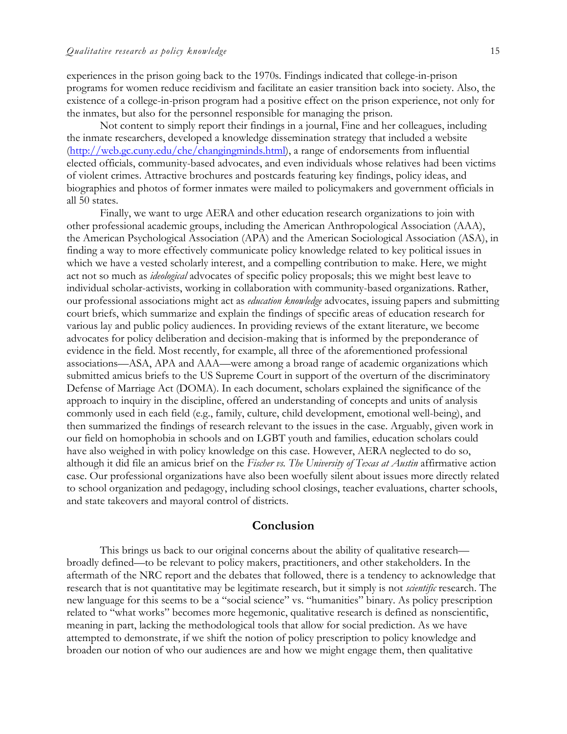experiences in the prison going back to the 1970s. Findings indicated that college-in-prison programs for women reduce recidivism and facilitate an easier transition back into society. Also, the existence of a college-in-prison program had a positive effect on the prison experience, not only for the inmates, but also for the personnel responsible for managing the prison.

Not content to simply report their findings in a journal, Fine and her colleagues, including the inmate researchers, developed a knowledge dissemination strategy that included a website (http://web.gc.cuny.edu/che/changingminds.html), a range of endorsements from influential elected officials, community-based advocates, and even individuals whose relatives had been victims of violent crimes. Attractive brochures and postcards featuring key findings, policy ideas, and biographies and photos of former inmates were mailed to policymakers and government officials in all 50 states.

Finally, we want to urge AERA and other education research organizations to join with other professional academic groups, including the American Anthropological Association (AAA), the American Psychological Association (APA) and the American Sociological Association (ASA), in finding a way to more effectively communicate policy knowledge related to key political issues in which we have a vested scholarly interest, and a compelling contribution to make. Here, we might act not so much as *ideological* advocates of specific policy proposals; this we might best leave to individual scholar-activists, working in collaboration with community-based organizations. Rather, our professional associations might act as *education knowledge* advocates, issuing papers and submitting court briefs, which summarize and explain the findings of specific areas of education research for various lay and public policy audiences. In providing reviews of the extant literature, we become advocates for policy deliberation and decision-making that is informed by the preponderance of evidence in the field. Most recently, for example, all three of the aforementioned professional associations—ASA, APA and AAA—were among a broad range of academic organizations which submitted amicus briefs to the US Supreme Court in support of the overturn of the discriminatory Defense of Marriage Act (DOMA). In each document, scholars explained the significance of the approach to inquiry in the discipline, offered an understanding of concepts and units of analysis commonly used in each field (e.g., family, culture, child development, emotional well-being), and then summarized the findings of research relevant to the issues in the case. Arguably, given work in our field on homophobia in schools and on LGBT youth and families, education scholars could have also weighed in with policy knowledge on this case. However, AERA neglected to do so, although it did file an amicus brief on the *Fischer vs. The University of Texas at Austin* affirmative action case. Our professional organizations have also been woefully silent about issues more directly related to school organization and pedagogy, including school closings, teacher evaluations, charter schools, and state takeovers and mayoral control of districts.

## Conclusion

This brings us back to our original concerns about the ability of qualitative research—broadly defined—to be relevant to policy makers, practitioners, and other stakeholders. In the aftermath of the NRC report and the debates that followed, there is a tendency to acknowledge that research that is not quantitative may be legitimate research, but it simply is not *scientific* research. The new language for this seems to be a "social science" vs. "humanities" binary. As policy prescription related to "what works" becomes more hegemonic, qualitative research is defined as nonscientific, meaning in part, lacking the methodological tools that allow for social prediction. As we have attempted to demonstrate, if we shift the notion of policy prescription to policy knowledge and broaden our notion of who our audiences are and how we might engage them, then qualitative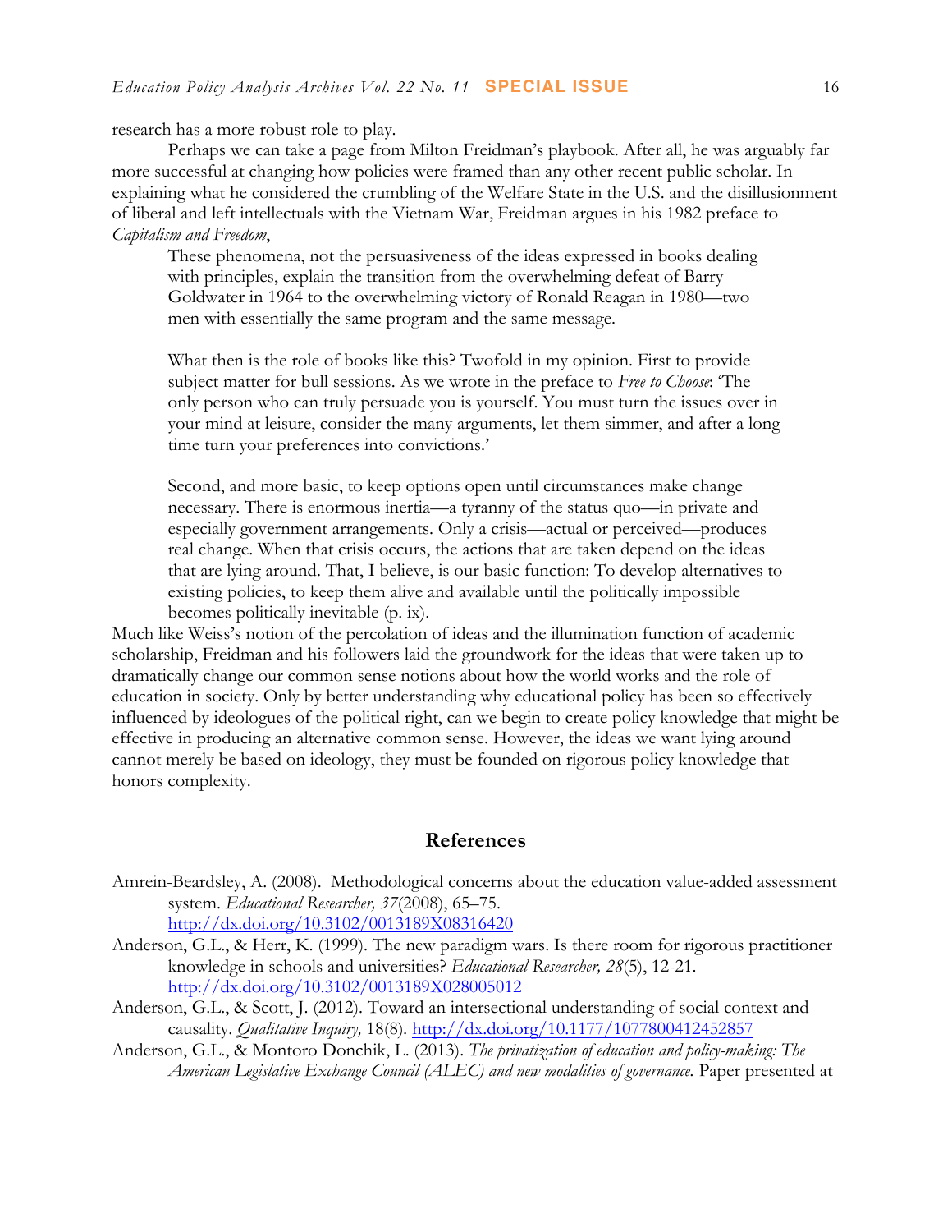research has a more robust role to play.

Perhaps we can take a page from Milton Freidman's playbook. After all, he was arguably far more successful at changing how policies were framed than any other recent public scholar. In explaining what he considered the crumbling of the Welfare State in the U.S. and the disillusionment of liberal and left intellectuals with the Vietnam War, Freidman argues in his 1982 preface to *Capitalism and Freedom*,

> These phenomena, not the persuasiveness of the ideas expressed in books dealing with principles, explain the transition from the overwhelming defeat of Barry Goldwater in 1964 to the overwhelming victory of Ronald Reagan in 1980—two men with essentially the same program and the same message.
>
> What then is the role of books like this? Twofold in my opinion. First to provide subject matter for bull sessions. As we wrote in the preface to *Free to Choose*: 'The only person who can truly persuade you is yourself. You must turn the issues over in your mind at leisure, consider the many arguments, let them simmer, and after a long time turn your preferences into convictions.'
>
> Second, and more basic, to keep options open until circumstances make change necessary. There is enormous inertia—a tyranny of the status quo—in private and especially government arrangements. Only a crisis—actual or perceived—produces real change. When that crisis occurs, the actions that are taken depend on the ideas that are lying around. That, I believe, is our basic function: To develop alternatives to existing policies, to keep them alive and available until the politically impossible becomes politically inevitable (p. ix).

Much like Weiss's notion of the percolation of ideas and the illumination function of academic scholarship, Freidman and his followers laid the groundwork for the ideas that were taken up to dramatically change our common sense notions about how the world works and the role of education in society. Only by better understanding why educational policy has been so effectively influenced by ideologues of the political right, can we begin to create policy knowledge that might be effective in producing an alternative common sense. However, the ideas we want lying around cannot merely be based on ideology, they must be founded on rigorous policy knowledge that honors complexity.

## References

Amrein-Beardsley, A. (2008). Methodological concerns about the education value-added assessment system. *Educational Researcher, 37*(2008), 65–75. http://dx.doi.org/10.3102/0013189X08316420

Anderson, G.L., & Herr, K. (1999). The new paradigm wars. Is there room for rigorous practitioner knowledge in schools and universities? *Educational Researcher, 28*(5), 12-21. http://dx.doi.org/10.3102/0013189X028005012

Anderson, G.L., & Scott, J. (2012). Toward an intersectional understanding of social context and causality. *Qualitative Inquiry,* 18(8). http://dx.doi.org/10.1177/1077800412452857

Anderson, G.L., & Montoro Donchik, L. (2013). *The privatization of education and policy-making: The American Legislative Exchange Council (ALEC) and new modalities of governance.* Paper presented at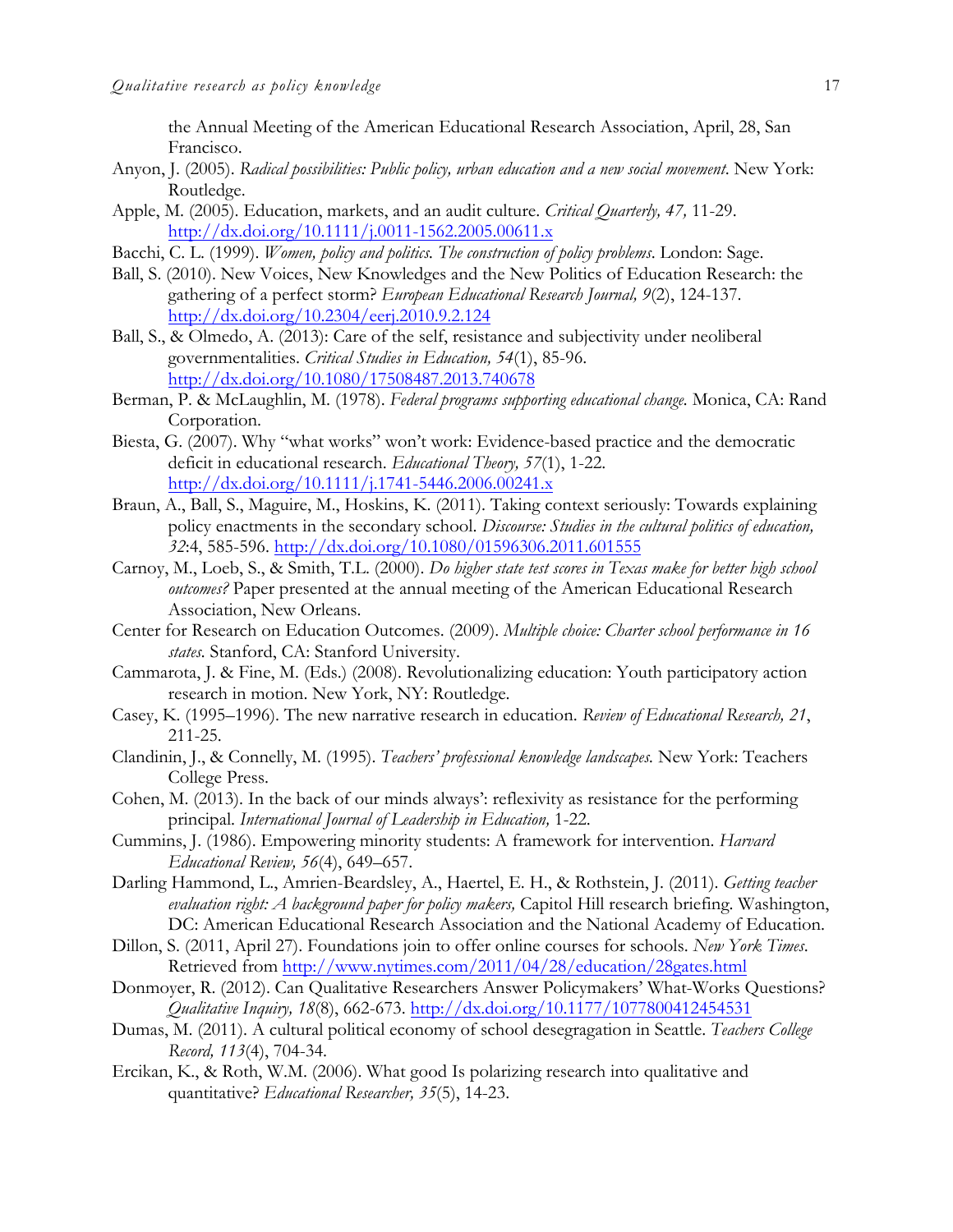the Annual Meeting of the American Educational Research Association, April, 28, San Francisco.

Anyon, J. (2005). *Radical possibilities: Public policy, urban education and a new social movement*. New York: Routledge.

Apple, M. (2005). Education, markets, and an audit culture. *Critical Quarterly, 47,* 11-29. http://dx.doi.org/10.1111/j.0011-1562.2005.00611.x

Bacchi, C. L. (1999). *Women, policy and politics. The construction of policy problems*. London: Sage.

Ball, S. (2010). New Voices, New Knowledges and the New Politics of Education Research: the gathering of a perfect storm? *European Educational Research Journal, 9*(2), 124-137. http://dx.doi.org/10.2304/eerj.2010.9.2.124

Ball, S., & Olmedo, A. (2013): Care of the self, resistance and subjectivity under neoliberal governmentalities. *Critical Studies in Education, 54*(1), 85-96. http://dx.doi.org/10.1080/17508487.2013.740678

Berman, P. & McLaughlin, M. (1978). *Federal programs supporting educational change.* Monica, CA: Rand Corporation.

Biesta, G. (2007). Why "what works" won't work: Evidence-based practice and the democratic deficit in educational research. *Educational Theory, 57*(1), 1-22. http://dx.doi.org/10.1111/j.1741-5446.2006.00241.x

Braun, A., Ball, S., Maguire, M., Hoskins, K. (2011). Taking context seriously: Towards explaining policy enactments in the secondary school. *Discourse: Studies in the cultural politics of education, 32*:4, 585-596. http://dx.doi.org/10.1080/01596306.2011.601555

Carnoy, M., Loeb, S., & Smith, T.L. (2000). *Do higher state test scores in Texas make for better high school outcomes?* Paper presented at the annual meeting of the American Educational Research Association, New Orleans.

Center for Research on Education Outcomes. (2009). *Multiple choice: Charter school performance in 16 states.* Stanford, CA: Stanford University.

Cammarota, J. & Fine, M. (Eds.) (2008). Revolutionalizing education: Youth participatory action research in motion. New York, NY: Routledge.

Casey, K. (1995–1996). The new narrative research in education. *Review of Educational Research, 21*, 211-25.

Clandinin, J., & Connelly, M. (1995). *Teachers' professional knowledge landscapes.* New York: Teachers College Press.

Cohen, M. (2013). In the back of our minds always': reflexivity as resistance for the performing principal. *International Journal of Leadership in Education,* 1-22.

Cummins, J. (1986). Empowering minority students: A framework for intervention. *Harvard Educational Review, 56*(4), 649–657.

Darling Hammond, L., Amrien-Beardsley, A., Haertel, E. H., & Rothstein, J. (2011). *Getting teacher evaluation right: A background paper for policy makers,* Capitol Hill research briefing. Washington, DC: American Educational Research Association and the National Academy of Education.

Dillon, S. (2011, April 27). Foundations join to offer online courses for schools. *New York Times.* Retrieved from http://www.nytimes.com/2011/04/28/education/28gates.html

Donmoyer, R. (2012). Can Qualitative Researchers Answer Policymakers' What-Works Questions? *Qualitative Inquiry, 18*(8), 662-673. http://dx.doi.org/10.1177/1077800412454531

Dumas, M. (2011). A cultural political economy of school desegragation in Seattle. *Teachers College Record, 113*(4), 704-34.

Ercikan, K., & Roth, W.M. (2006). What good Is polarizing research into qualitative and quantitative? *Educational Researcher, 35*(5), 14-23.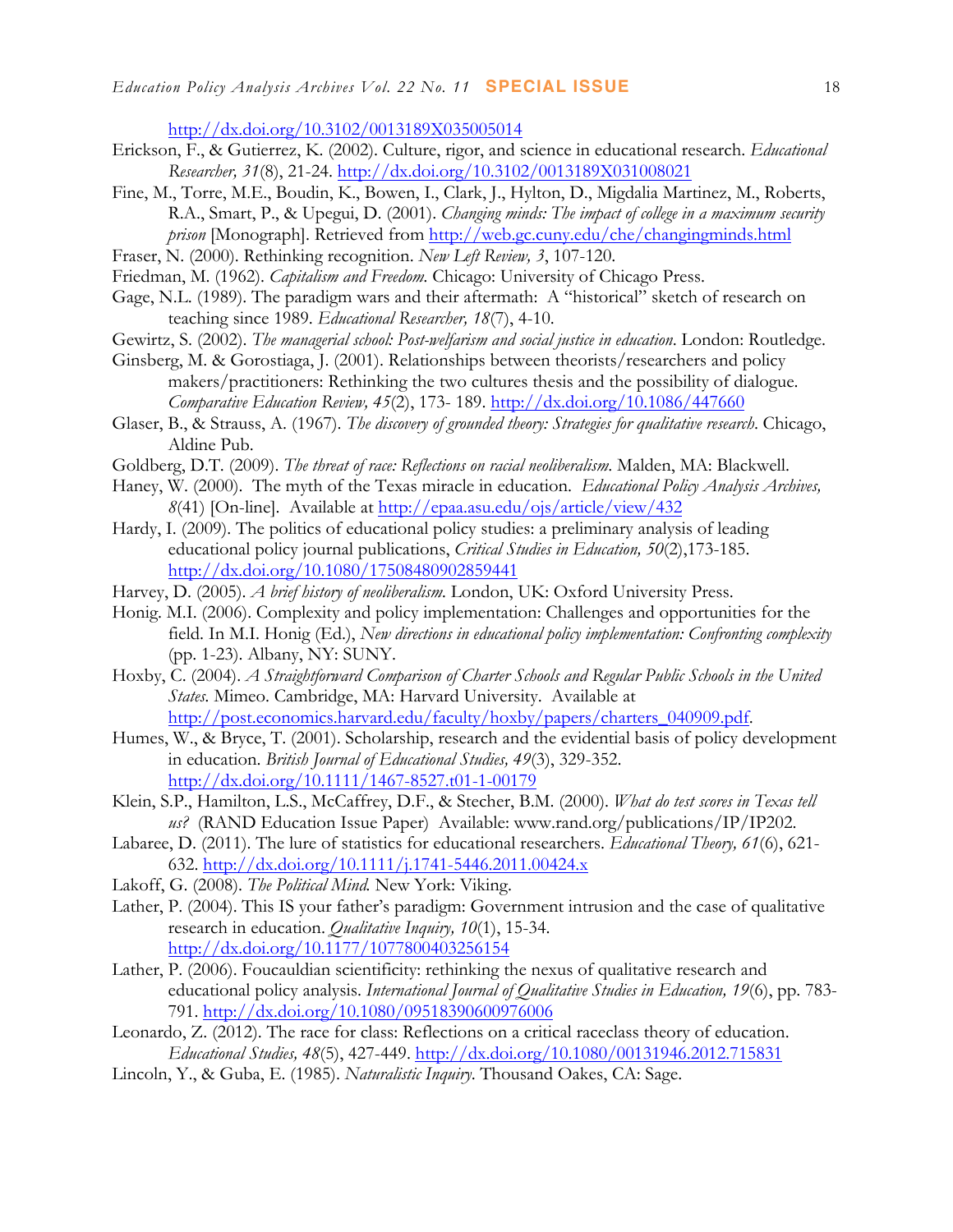http://dx.doi.org/10.3102/0013189X035005014

Erickson, F., & Gutierrez, K. (2002). Culture, rigor, and science in educational research. *Educational Researcher, 31*(8), 21-24. http://dx.doi.org/10.3102/0013189X031008021

Fine, M., Torre, M.E., Boudin, K., Bowen, I., Clark, J., Hylton, D., Migdalia Martinez, M., Roberts, R.A., Smart, P., & Upegui, D. (2001). *Changing minds: The impact of college in a maximum security prison* [Monograph]. Retrieved from http://web.gc.cuny.edu/che/changingminds.html

Fraser, N. (2000). Rethinking recognition. *New Left Review, 3*, 107-120.

Friedman, M. (1962). *Capitalism and Freedom.* Chicago: University of Chicago Press.

Gage, N.L. (1989). The paradigm wars and their aftermath: A "historical" sketch of research on teaching since 1989. *Educational Researcher, 18*(7), 4-10.

Gewirtz, S. (2002). *The managerial school: Post-welfarism and social justice in education*. London: Routledge.

Ginsberg, M. & Gorostiaga, J. (2001). Relationships between theorists/researchers and policy makers/practitioners: Rethinking the two cultures thesis and the possibility of dialogue. *Comparative Education Review, 45*(2), 173- 189. http://dx.doi.org/10.1086/447660

Glaser, B., & Strauss, A. (1967). *The discovery of grounded theory: Strategies for qualitative research*. Chicago, Aldine Pub.

Goldberg, D.T. (2009). *The threat of race: Reflections on racial neoliberalism.* Malden, MA: Blackwell.

Haney, W. (2000). The myth of the Texas miracle in education. *Educational Policy Analysis Archives, 8*(41) [On-line]. Available at http://epaa.asu.edu/ojs/article/view/432

Hardy, I. (2009). The politics of educational policy studies: a preliminary analysis of leading educational policy journal publications, *Critical Studies in Education, 50*(2),173-185. http://dx.doi.org/10.1080/17508480902859441

Harvey, D. (2005). *A brief history of neoliberalism.* London, UK: Oxford University Press.

Honig. M.I. (2006). Complexity and policy implementation: Challenges and opportunities for the field. In M.I. Honig (Ed.), *New directions in educational policy implementation: Confronting complexity* (pp. 1-23). Albany, NY: SUNY.

Hoxby, C. (2004). *A Straightforward Comparison of Charter Schools and Regular Public Schools in the United States.* Mimeo. Cambridge, MA: Harvard University. Available at http://post.economics.harvard.edu/faculty/hoxby/papers/charters_040909.pdf.

Humes, W., & Bryce, T. (2001). Scholarship, research and the evidential basis of policy development in education. *British Journal of Educational Studies, 49*(3), 329-352. http://dx.doi.org/10.1111/1467-8527.t01-1-00179

Klein, S.P., Hamilton, L.S., McCaffrey, D.F., & Stecher, B.M. (2000). *What do test scores in Texas tell us?* (RAND Education Issue Paper) Available: www.rand.org/publications/IP/IP202.

Labaree, D. (2011). The lure of statistics for educational researchers. *Educational Theory, 61*(6), 621-632. http://dx.doi.org/10.1111/j.1741-5446.2011.00424.x

Lakoff, G. (2008). *The Political Mind.* New York: Viking.

Lather, P. (2004). This IS your father's paradigm: Government intrusion and the case of qualitative research in education. *Qualitative Inquiry, 10*(1), 15-34. http://dx.doi.org/10.1177/1077800403256154

Lather, P. (2006). Foucauldian scientificity: rethinking the nexus of qualitative research and educational policy analysis. *International Journal of Qualitative Studies in Education, 19*(6), pp. 783-791. http://dx.doi.org/10.1080/09518390600976006

Leonardo, Z. (2012). The race for class: Reflections on a critical raceclass theory of education. *Educational Studies, 48*(5), 427-449. http://dx.doi.org/10.1080/00131946.2012.715831

Lincoln, Y., & Guba, E. (1985). *Naturalistic Inquiry*. Thousand Oakes, CA: Sage.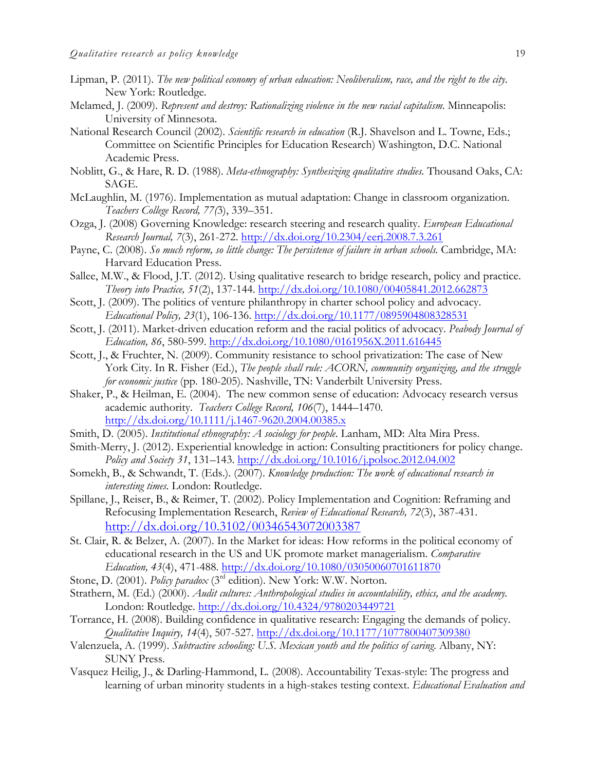Lipman, P. (2011). *The new political economy of urban education: Neoliberalism, race, and the right to the city.* New York: Routledge.

Melamed, J. (2009). *Represent and destroy: Rationalizing violence in the new racial capitalism.* Minneapolis: University of Minnesota.

National Research Council (2002). *Scientific research in education* (R.J. Shavelson and L. Towne, Eds.; Committee on Scientific Principles for Education Research) Washington, D.C. National Academic Press.

Noblitt, G., & Hare, R. D. (1988). *Meta-ethnography: Synthesizing qualitative studies.* Thousand Oaks, CA: SAGE.

McLaughlin, M. (1976). Implementation as mutual adaptation: Change in classroom organization. *Teachers College Record, 77(*3), 339–351.

Ozga, J. (2008) Governing Knowledge: research steering and research quality. *European Educational Research Journal, 7*(3), 261-272. http://dx.doi.org/10.2304/eerj.2008.7.3.261

Payne, C. (2008). *So much reform, so little change: The persistence of failure in urban schools.* Cambridge, MA: Harvard Education Press.

Sallee, M.W., & Flood, J.T. (2012). Using qualitative research to bridge research, policy and practice. *Theory into Practice, 51*(2), 137-144. http://dx.doi.org/10.1080/00405841.2012.662873

Scott, J. (2009). The politics of venture philanthropy in charter school policy and advocacy. *Educational Policy, 23*(1), 106-136. http://dx.doi.org/10.1177/0895904808328531

Scott, J. (2011). Market-driven education reform and the racial politics of advocacy. *Peabody Journal of Education, 86*, 580-599. http://dx.doi.org/10.1080/0161956X.2011.616445

Scott, J., & Fruchter, N. (2009). Community resistance to school privatization: The case of New York City. In R. Fisher (Ed.), *The people shall rule: ACORN, community organizing, and the struggle for economic justice* (pp. 180-205). Nashville, TN: Vanderbilt University Press.

Shaker, P., & Heilman, E. (2004). The new common sense of education: Advocacy research versus academic authority. *Teachers College Record, 106*(7), 1444–1470. http://dx.doi.org/10.1111/j.1467-9620.2004.00385.x

Smith, D. (2005). *Institutional ethnography: A sociology for people.* Lanham, MD: Alta Mira Press.

Smith-Merry, J. (2012). Experiential knowledge in action: Consulting practitioners for policy change. *Policy and Society 31*, 131–143. http://dx.doi.org/10.1016/j.polsoc.2012.04.002

Somekh, B., & Schwandt, T. (Eds.). (2007). *Knowledge production: The work of educational research in interesting times.* London: Routledge.

Spillane, J., Reiser, B., & Reimer, T. (2002). Policy Implementation and Cognition: Reframing and Refocusing Implementation Research, *Review of Educational Research, 72*(3), 387-431. http://dx.doi.org/10.3102/00346543072003387

St. Clair, R. & Belzer, A. (2007). In the Market for ideas: How reforms in the political economy of educational research in the US and UK promote market managerialism. *Comparative Education, 43*(4), 471-488. http://dx.doi.org/10.1080/03050060701611870

Stone, D. (2001). *Policy paradox* (3rd edition). New York: W.W. Norton.

Strathern, M. (Ed.) (2000). *Audit cultures: Anthropological studies in accountability, ethics, and the academy.* London: Routledge. http://dx.doi.org/10.4324/9780203449721

Torrance, H. (2008). Building confidence in qualitative research: Engaging the demands of policy. *Qualitative Inquiry, 14*(4), 507-527. http://dx.doi.org/10.1177/1077800407309380

Valenzuela, A. (1999). *Subtractive schooling: U.S. Mexican youth and the politics of caring.* Albany, NY: SUNY Press.

Vasquez Heilig, J., & Darling-Hammond, L. (2008). Accountability Texas-style: The progress and learning of urban minority students in a high-stakes testing context. *Educational Evaluation and*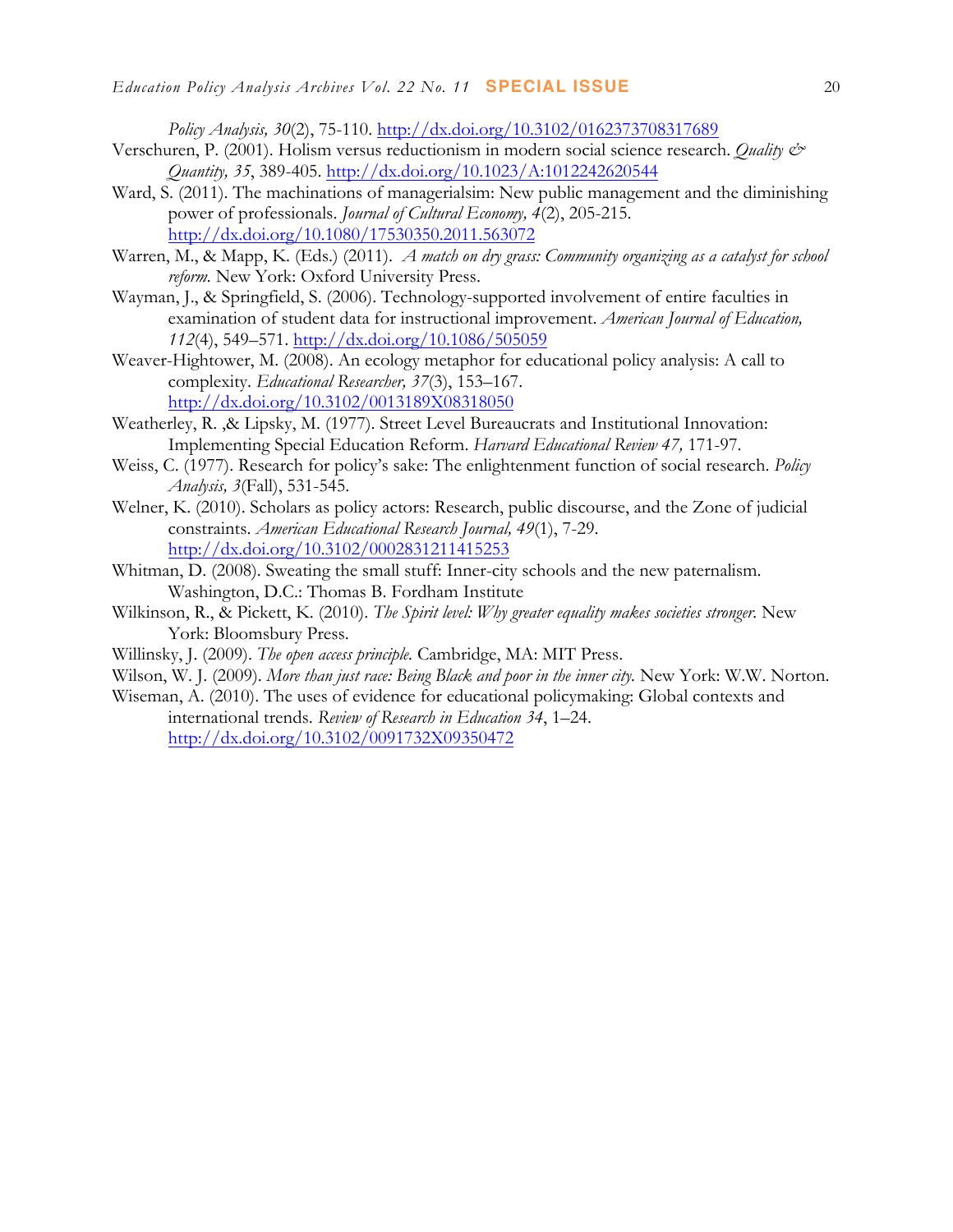*Policy Analysis, 30*(2), 75-110. http://dx.doi.org/10.3102/0162373708317689

Verschuren, P. (2001). Holism versus reductionism in modern social science research. *Quality & Quantity, 35*, 389-405. http://dx.doi.org/10.1023/A:1012242620544

Ward, S. (2011). The machinations of managerialsim: New public management and the diminishing power of professionals. *Journal of Cultural Economy, 4*(2), 205-215. http://dx.doi.org/10.1080/17530350.2011.563072

Warren, M., & Mapp, K. (Eds.) (2011). *A match on dry grass: Community organizing as a catalyst for school reform.* New York: Oxford University Press.

Wayman, J., & Springfield, S. (2006). Technology-supported involvement of entire faculties in examination of student data for instructional improvement. *American Journal of Education, 112*(4), 549–571. http://dx.doi.org/10.1086/505059

Weaver-Hightower, M. (2008). An ecology metaphor for educational policy analysis: A call to complexity. *Educational Researcher, 37*(3), 153–167. http://dx.doi.org/10.3102/0013189X08318050

Weatherley, R. ,& Lipsky, M. (1977). Street Level Bureaucrats and Institutional Innovation: Implementing Special Education Reform. *Harvard Educational Review 47,* 171-97.

Weiss, C. (1977). Research for policy's sake: The enlightenment function of social research. *Policy Analysis, 3*(Fall), 531-545.

Welner, K. (2010). Scholars as policy actors: Research, public discourse, and the Zone of judicial constraints. *American Educational Research Journal, 49*(1), 7-29. http://dx.doi.org/10.3102/0002831211415253

Whitman, D. (2008). Sweating the small stuff: Inner-city schools and the new paternalism. Washington, D.C.: Thomas B. Fordham Institute

Wilkinson, R., & Pickett, K. (2010). *The Spirit level: Why greater equality makes societies stronger.* New York: Bloomsbury Press.

Willinsky, J. (2009). *The open access principle.* Cambridge, MA: MIT Press.

Wilson, W. J. (2009). *More than just race: Being Black and poor in the inner city.* New York: W.W. Norton.

Wiseman, A. (2010). The uses of evidence for educational policymaking: Global contexts and international trends. *Review of Research in Education 34*, 1–24. http://dx.doi.org/10.3102/0091732X09350472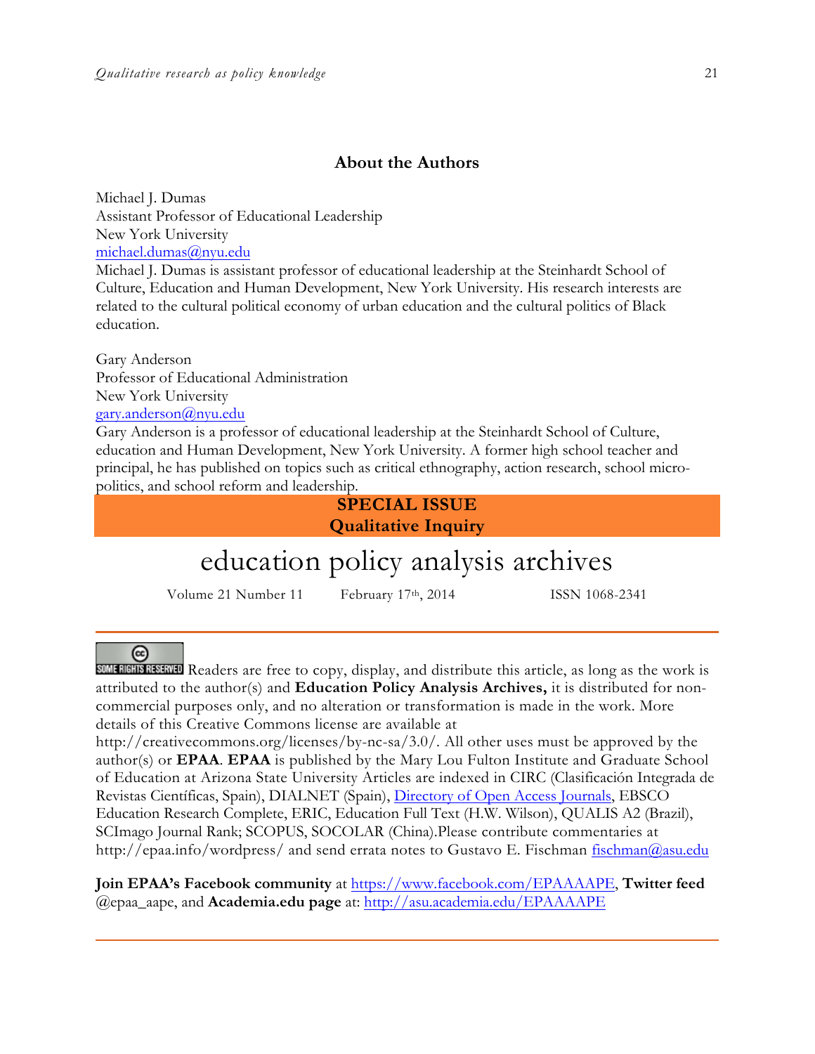## About the Authors

Michael J. Dumas
Assistant Professor of Educational Leadership
New York University
michael.dumas@nyu.edu

Michael J. Dumas is assistant professor of educational leadership at the Steinhardt School of Culture, Education and Human Development, New York University. His research interests are related to the cultural political economy of urban education and the cultural politics of Black education.

Gary Anderson
Professor of Educational Administration
New York University
gary.anderson@nyu.edu

Gary Anderson is a professor of educational leadership at the Steinhardt School of Culture, education and Human Development, New York University. A former high school teacher and principal, he has published on topics such as critical ethnography, action research, school micro-politics, and school reform and leadership.

**SPECIAL ISSUE**
**Qualitative Inquiry**

# education policy analysis archives

Volume 21 Number 11 February 17th, 2014 ISSN 1068-2341

SOME RIGHTS RESERVED Readers are free to copy, display, and distribute this article, as long as the work is attributed to the author(s) and **Education Policy Analysis Archives,** it is distributed for non-commercial purposes only, and no alteration or transformation is made in the work. More details of this Creative Commons license are available at http://creativecommons.org/licenses/by-nc-sa/3.0/. All other uses must be approved by the author(s) or **EPAA**. **EPAA** is published by the Mary Lou Fulton Institute and Graduate School of Education at Arizona State University Articles are indexed in CIRC (Clasificación Integrada de Revistas Científicas, Spain), DIALNET (Spain), Directory of Open Access Journals, EBSCO Education Research Complete, ERIC, Education Full Text (H.W. Wilson), QUALIS A2 (Brazil), SCImago Journal Rank; SCOPUS, SOCOLAR (China).Please contribute commentaries at http://epaa.info/wordpress/ and send errata notes to Gustavo E. Fischman fischman@asu.edu

**Join EPAA's Facebook community** at https://www.facebook.com/EPAAAAPE, **Twitter feed** @epaa_aape, and **Academia.edu page** at: http://asu.academia.edu/EPAAAAPE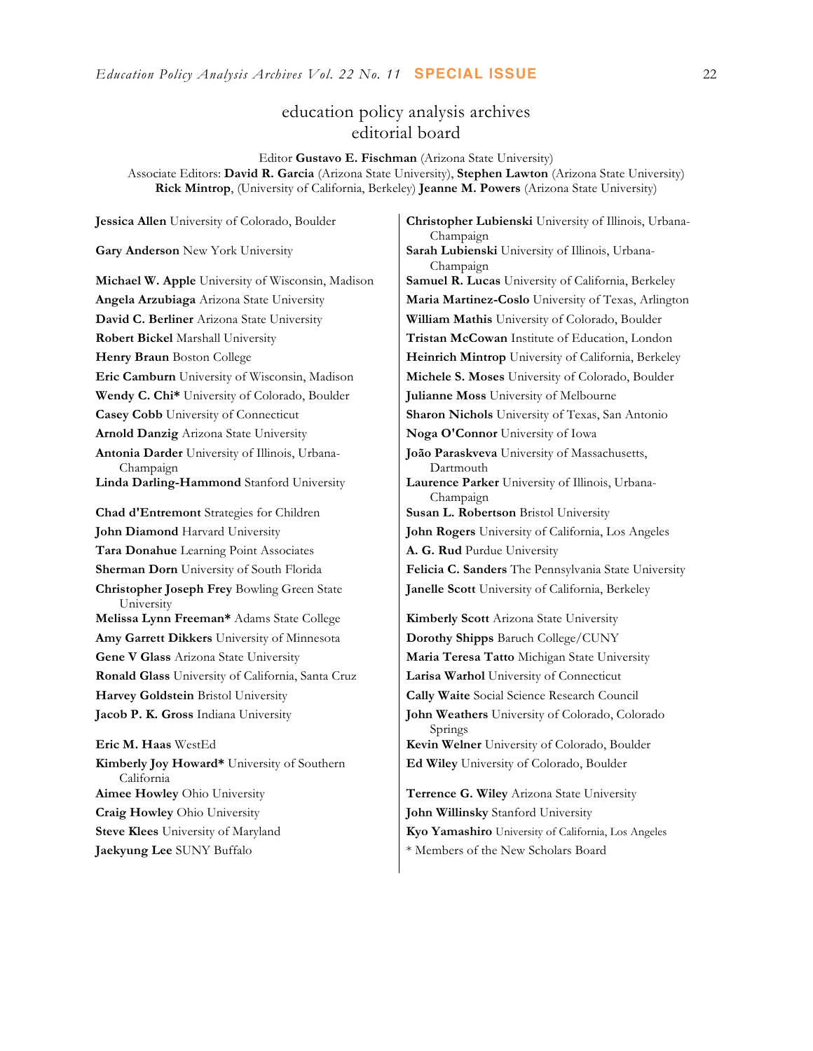# education policy analysis archives
## editorial board

Editor **Gustavo E. Fischman** (Arizona State University)
Associate Editors: **David R. Garcia** (Arizona State University), **Stephen Lawton** (Arizona State University) **Rick Mintrop**, (University of California, Berkeley) **Jeanne M. Powers** (Arizona State University)

**Jessica Allen** University of Colorado, Boulder

**Gary Anderson** New York University

**Michael W. Apple** University of Wisconsin, Madison

**Angela Arzubiaga** Arizona State University

**David C. Berliner** Arizona State University

**Robert Bickel** Marshall University

**Henry Braun** Boston College

**Eric Camburn** University of Wisconsin, Madison

**Wendy C. Chi*** University of Colorado, Boulder

**Casey Cobb** University of Connecticut

**Arnold Danzig** Arizona State University

**Antonia Darder** University of Illinois, Urbana-Champaign

**Linda Darling-Hammond** Stanford University

**Chad d'Entremont** Strategies for Children

**John Diamond** Harvard University

**Tara Donahue** Learning Point Associates

**Sherman Dorn** University of South Florida

**Christopher Joseph Frey** Bowling Green State University

**Melissa Lynn Freeman*** Adams State College

**Amy Garrett Dikkers** University of Minnesota

**Gene V Glass** Arizona State University

**Ronald Glass** University of California, Santa Cruz

**Harvey Goldstein** Bristol University

**Jacob P. K. Gross** Indiana University

**Eric M. Haas** WestEd

**Kimberly Joy Howard*** University of Southern California

**Aimee Howley** Ohio University

**Craig Howley** Ohio University

**Steve Klees** University of Maryland

**Jaekyung Lee** SUNY Buffalo

**Christopher Lubienski** University of Illinois, Urbana-Champaign

**Sarah Lubienski** University of Illinois, Urbana-Champaign

**Samuel R. Lucas** University of California, Berkeley

**Maria Martinez-Coslo** University of Texas, Arlington

**William Mathis** University of Colorado, Boulder

**Tristan McCowan** Institute of Education, London

**Heinrich Mintrop** University of California, Berkeley

**Michele S. Moses** University of Colorado, Boulder

**Julianne Moss** University of Melbourne

**Sharon Nichols** University of Texas, San Antonio

**Noga O'Connor** University of Iowa

**João Paraskveva** University of Massachusetts, Dartmouth

**Laurence Parker** University of Illinois, Urbana-Champaign

**Susan L. Robertson** Bristol University

**John Rogers** University of California, Los Angeles

**A. G. Rud** Purdue University

**Felicia C. Sanders** The Pennsylvania State University

**Janelle Scott** University of California, Berkeley

**Kimberly Scott** Arizona State University

**Dorothy Shipps** Baruch College/CUNY

**Maria Teresa Tatto** Michigan State University

**Larisa Warhol** University of Connecticut

**Cally Waite** Social Science Research Council

**John Weathers** University of Colorado, Colorado Springs

**Kevin Welner** University of Colorado, Boulder

**Ed Wiley** University of Colorado, Boulder

**Terrence G. Wiley** Arizona State University

**John Willinsky** Stanford University

**Kyo Yamashiro** University of California, Los Angeles

* Members of the New Scholars Board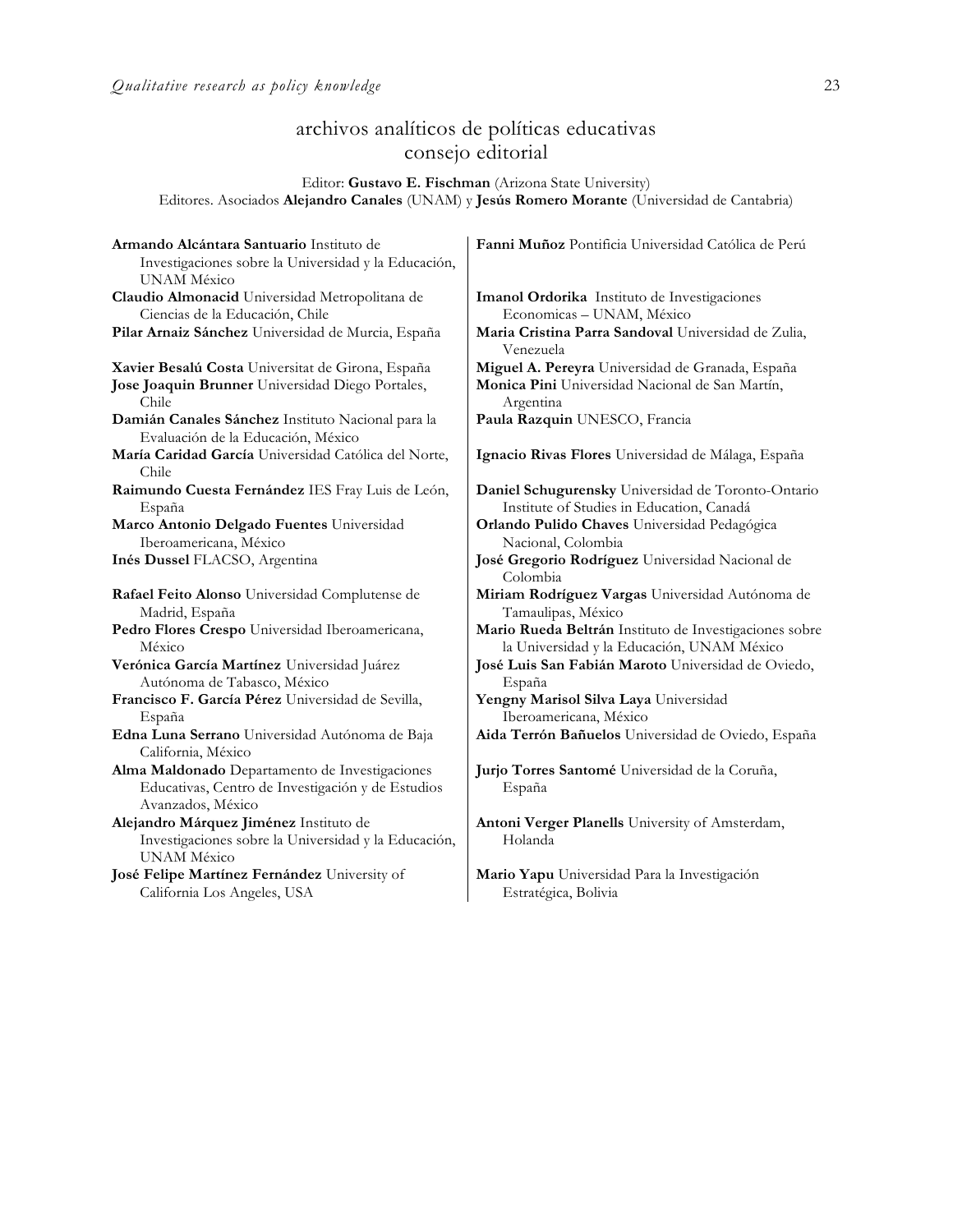# archivos analíticos de políticas educativas consejo editorial

Editor: **Gustavo E. Fischman** (Arizona State University)
Editores. Asociados **Alejandro Canales** (UNAM) y **Jesús Romero Morante** (Universidad de Cantabria)

**Armando Alcántara Santuario** Instituto de Investigaciones sobre la Universidad y la Educación, UNAM México

**Claudio Almonacid** Universidad Metropolitana de Ciencias de la Educación, Chile

**Pilar Arnaiz Sánchez** Universidad de Murcia, España

**Xavier Besalú Costa** Universitat de Girona, España

**Jose Joaquin Brunner** Universidad Diego Portales, Chile

**Damián Canales Sánchez** Instituto Nacional para la Evaluación de la Educación, México

**María Caridad García** Universidad Católica del Norte, Chile

**Raimundo Cuesta Fernández** IES Fray Luis de León, España

**Marco Antonio Delgado Fuentes** Universidad Iberoamericana, México

**Inés Dussel** FLACSO, Argentina

**Rafael Feito Alonso** Universidad Complutense de Madrid, España

**Pedro Flores Crespo** Universidad Iberoamericana, México

**Verónica García Martínez** Universidad Juárez Autónoma de Tabasco, México

**Francisco F. García Pérez** Universidad de Sevilla, España

**Edna Luna Serrano** Universidad Autónoma de Baja California, México

**Alma Maldonado** Departamento de Investigaciones Educativas, Centro de Investigación y de Estudios Avanzados, México

**Alejandro Márquez Jiménez** Instituto de Investigaciones sobre la Universidad y la Educación, UNAM México

**José Felipe Martínez Fernández** University of California Los Angeles, USA

**Fanni Muñoz** Pontificia Universidad Católica de Perú

**Imanol Ordorika** Instituto de Investigaciones Economicas – UNAM, México

**Maria Cristina Parra Sandoval** Universidad de Zulia, Venezuela

**Miguel A. Pereyra** Universidad de Granada, España

**Monica Pini** Universidad Nacional de San Martín, Argentina

**Paula Razquin** UNESCO, Francia

**Ignacio Rivas Flores** Universidad de Málaga, España

**Daniel Schugurensky** Universidad de Toronto-Ontario Institute of Studies in Education, Canadá

**Orlando Pulido Chaves** Universidad Pedagógica Nacional, Colombia

**José Gregorio Rodríguez** Universidad Nacional de Colombia

**Miriam Rodríguez Vargas** Universidad Autónoma de Tamaulipas, México

**Mario Rueda Beltrán** Instituto de Investigaciones sobre la Universidad y la Educación, UNAM México

**José Luis San Fabián Maroto** Universidad de Oviedo, España

**Yengny Marisol Silva Laya** Universidad Iberoamericana, México

**Aida Terrón Bañuelos** Universidad de Oviedo, España

**Jurjo Torres Santomé** Universidad de la Coruña, España

**Antoni Verger Planells** University of Amsterdam, Holanda

**Mario Yapu** Universidad Para la Investigación Estratégica, Bolivia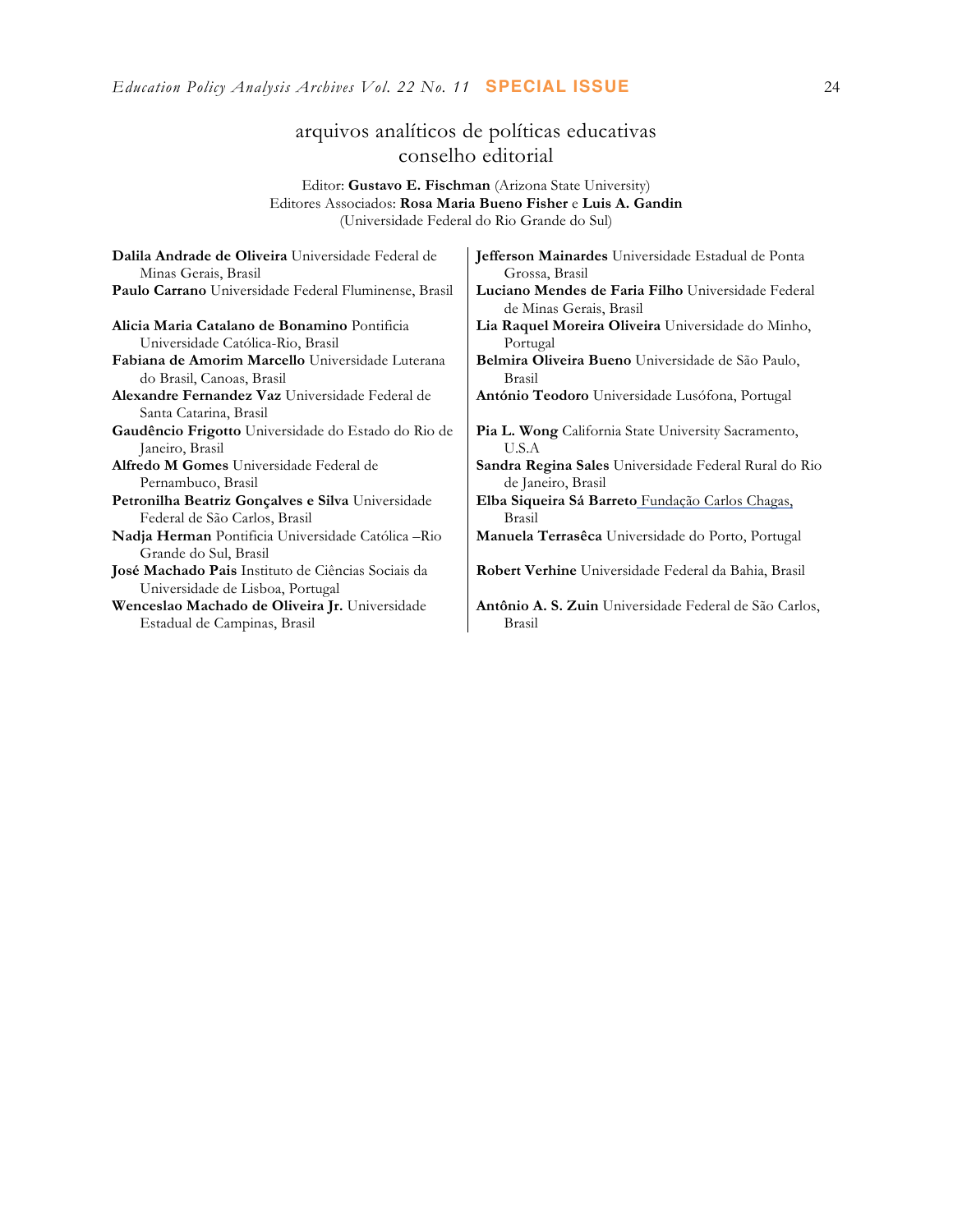# arquivos analíticos de políticas educativas
## conselho editorial

Editor: **Gustavo E. Fischman** (Arizona State University)
Editores Associados: **Rosa Maria Bueno Fisher** e **Luis A. Gandin**
(Universidade Federal do Rio Grande do Sul)

**Dalila Andrade de Oliveira** Universidade Federal de Minas Gerais, Brasil

**Paulo Carrano** Universidade Federal Fluminense, Brasil

**Alicia Maria Catalano de Bonamino** Pontificia Universidade Católica-Rio, Brasil

**Fabiana de Amorim Marcello** Universidade Luterana do Brasil, Canoas, Brasil

**Alexandre Fernandez Vaz** Universidade Federal de Santa Catarina, Brasil

**Gaudêncio Frigotto** Universidade do Estado do Rio de Janeiro, Brasil

**Alfredo M Gomes** Universidade Federal de Pernambuco, Brasil

**Petronilha Beatriz Gonçalves e Silva** Universidade Federal de São Carlos, Brasil

**Nadja Herman** Pontificia Universidade Católica –Rio Grande do Sul, Brasil

**José Machado Pais** Instituto de Ciências Sociais da Universidade de Lisboa, Portugal

**Wenceslao Machado de Oliveira Jr.** Universidade Estadual de Campinas, Brasil

**Jefferson Mainardes** Universidade Estadual de Ponta Grossa, Brasil

**Luciano Mendes de Faria Filho** Universidade Federal de Minas Gerais, Brasil

**Lia Raquel Moreira Oliveira** Universidade do Minho, Portugal

**Belmira Oliveira Bueno** Universidade de São Paulo, Brasil

**António Teodoro** Universidade Lusófona, Portugal

**Pia L. Wong** California State University Sacramento, U.S.A

**Sandra Regina Sales** Universidade Federal Rural do Rio de Janeiro, Brasil

**Elba Siqueira Sá Barreto** Fundação Carlos Chagas, Brasil

**Manuela Terrasêca** Universidade do Porto, Portugal

**Robert Verhine** Universidade Federal da Bahia, Brasil

**Antônio A. S. Zuin** Universidade Federal de São Carlos, Brasil